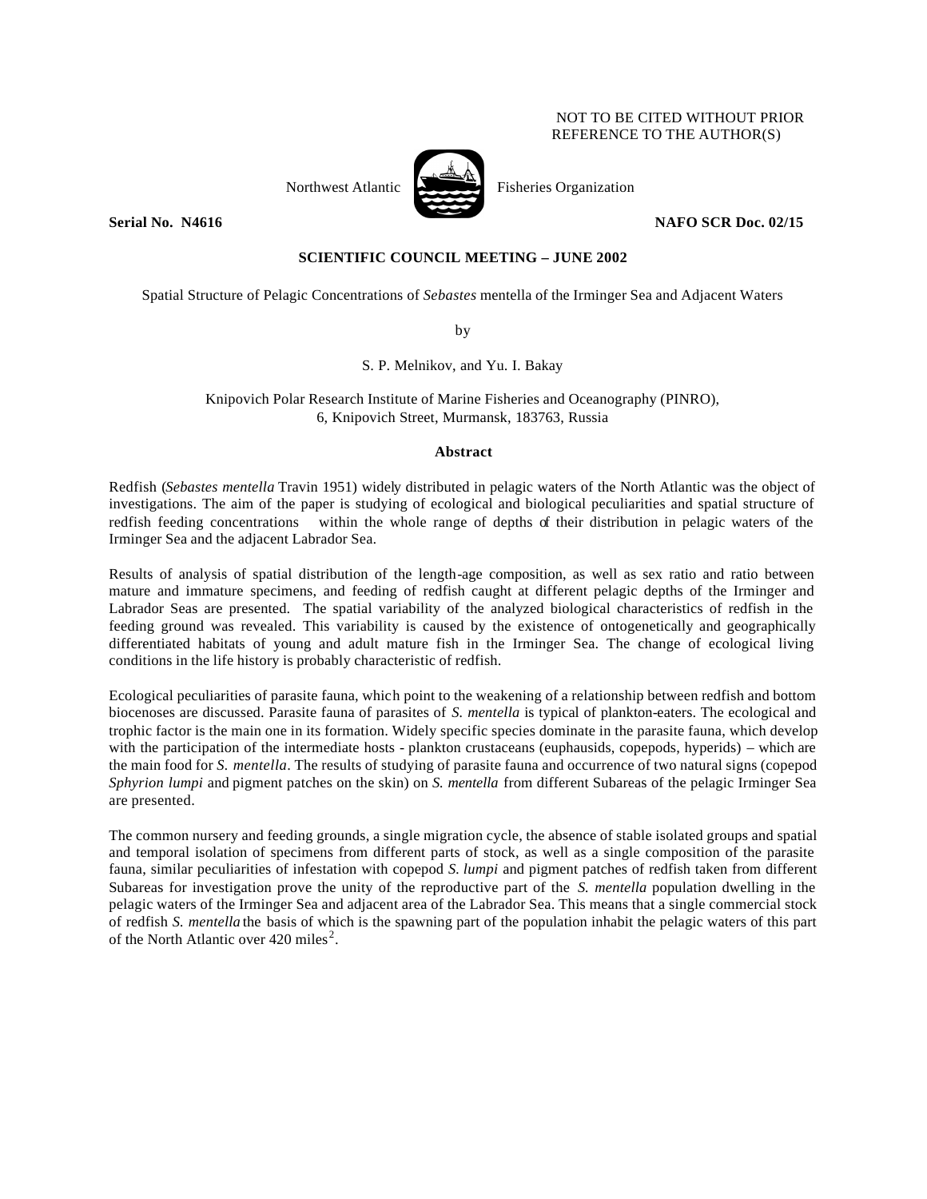NOT TO BE CITED WITHOUT PRIOR REFERENCE TO THE AUTHOR(S)

Northwest Atlantic Fisheries Organization

**Serial No. N4616** **NAFO SCR Doc. 02/15**

**SCIENTIFIC COUNCIL MEETING – JUNE 2002**

Spatial Structure of Pelagic Concentrations of *Sebastes* mentella of the Irminger Sea and Adjacent Waters

by

S. P. Melnikov, and Yu. I. Bakay

Knipovich Polar Research Institute of Marine Fisheries and Oceanography (PINRO),
6, Knipovich Street, Murmansk, 183763, Russia

## Abstract

Redfish (*Sebastes mentella* Travin 1951) widely distributed in pelagic waters of the North Atlantic was the object of investigations. The aim of the paper is studying of ecological and biological peculiarities and spatial structure of redfish feeding concentrations within the whole range of depths of their distribution in pelagic waters of the Irminger Sea and the adjacent Labrador Sea.

Results of analysis of spatial distribution of the length-age composition, as well as sex ratio and ratio between mature and immature specimens, and feeding of redfish caught at different pelagic depths of the Irminger and Labrador Seas are presented. The spatial variability of the analyzed biological characteristics of redfish in the feeding ground was revealed. This variability is caused by the existence of ontogenetically and geographically differentiated habitats of young and adult mature fish in the Irminger Sea. The change of ecological living conditions in the life history is probably characteristic of redfish.

Ecological peculiarities of parasite fauna, which point to the weakening of a relationship between redfish and bottom biocenoses are discussed. Parasite fauna of parasites of *S. mentella* is typical of plankton-eaters. The ecological and trophic factor is the main one in its formation. Widely specific species dominate in the parasite fauna, which develop with the participation of the intermediate hosts - plankton crustaceans (euphausids, copepods, hyperids) – which are the main food for *S. mentella*. The results of studying of parasite fauna and occurrence of two natural signs (copepod *Sphyrion lumpi* and pigment patches on the skin) on *S. mentella* from different Subareas of the pelagic Irminger Sea are presented.

The common nursery and feeding grounds, a single migration cycle, the absence of stable isolated groups and spatial and temporal isolation of specimens from different parts of stock, as well as a single composition of the parasite fauna, similar peculiarities of infestation with copepod *S. lumpi* and pigment patches of redfish taken from different Subareas for investigation prove the unity of the reproductive part of the *S. mentella* population dwelling in the pelagic waters of the Irminger Sea and adjacent area of the Labrador Sea. This means that a single commercial stock of redfish *S. mentella* the basis of which is the spawning part of the population inhabit the pelagic waters of this part of the North Atlantic over 420 miles$^2$.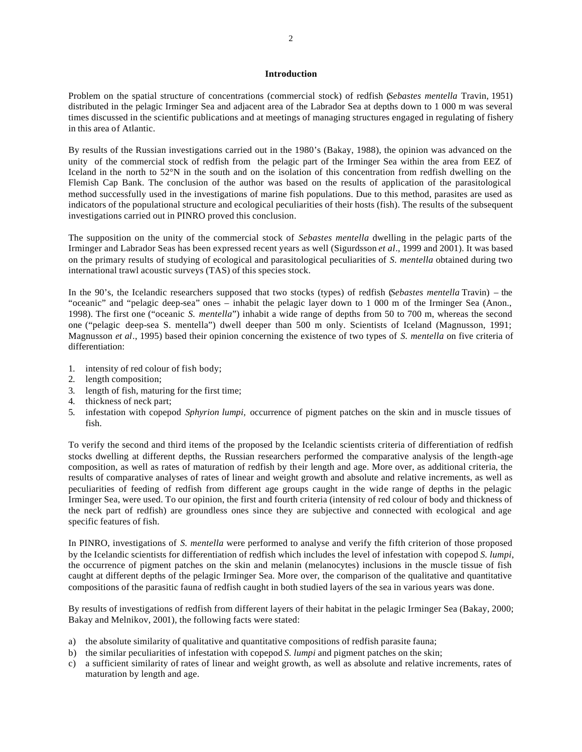## Introduction

Problem on the spatial structure of concentrations (commercial stock) of redfish (*Sebastes mentella* Travin, 1951) distributed in the pelagic Irminger Sea and adjacent area of the Labrador Sea at depths down to 1 000 m was several times discussed in the scientific publications and at meetings of managing structures engaged in regulating of fishery in this area of Atlantic.

By results of the Russian investigations carried out in the 1980's (Bakay, 1988), the opinion was advanced on the unity of the commercial stock of redfish from the pelagic part of the Irminger Sea within the area from EEZ of Iceland in the north to 52°N in the south and on the isolation of this concentration from redfish dwelling on the Flemish Cap Bank. The conclusion of the author was based on the results of application of the parasitological method successfully used in the investigations of marine fish populations. Due to this method, parasites are used as indicators of the populational structure and ecological peculiarities of their hosts (fish). The results of the subsequent investigations carried out in PINRO proved this conclusion.

The supposition on the unity of the commercial stock of *Sebastes mentella* dwelling in the pelagic parts of the Irminger and Labrador Seas has been expressed recent years as well (Sigurdsson *et al*., 1999 and 2001). It was based on the primary results of studying of ecological and parasitological peculiarities of *S. mentella* obtained during two international trawl acoustic surveys (TAS) of this species stock.

In the 90's, the Icelandic researchers supposed that two stocks (types) of redfish (*Sebastes mentella* Travin) – the "oceanic" and "pelagic deep-sea" ones – inhabit the pelagic layer down to 1 000 m of the Irminger Sea (Anon., 1998). The first one ("oceanic *S. mentella*") inhabit a wide range of depths from 50 to 700 m, whereas the second one ("pelagic deep-sea S. mentella") dwell deeper than 500 m only. Scientists of Iceland (Magnusson, 1991; Magnusson *et al*., 1995) based their opinion concerning the existence of two types of *S. mentella* on five criteria of differentiation:

1. intensity of red colour of fish body;
2. length composition;
3. length of fish, maturing for the first time;
4. thickness of neck part;
5. infestation with copepod *Sphyrion lumpi*, occurrence of pigment patches on the skin and in muscle tissues of fish.

To verify the second and third items of the proposed by the Icelandic scientists criteria of differentiation of redfish stocks dwelling at different depths, the Russian researchers performed the comparative analysis of the length-age composition, as well as rates of maturation of redfish by their length and age. More over, as additional criteria, the results of comparative analyses of rates of linear and weight growth and absolute and relative increments, as well as peculiarities of feeding of redfish from different age groups caught in the wide range of depths in the pelagic Irminger Sea, were used. To our opinion, the first and fourth criteria (intensity of red colour of body and thickness of the neck part of redfish) are groundless ones since they are subjective and connected with ecological and age specific features of fish.

In PINRO, investigations of *S. mentella* were performed to analyse and verify the fifth criterion of those proposed by the Icelandic scientists for differentiation of redfish which includes the level of infestation with copepod *S. lumpi*, the occurrence of pigment patches on the skin and melanin (melanocytes) inclusions in the muscle tissue of fish caught at different depths of the pelagic Irminger Sea. More over, the comparison of the qualitative and quantitative compositions of the parasitic fauna of redfish caught in both studied layers of the sea in various years was done.

By results of investigations of redfish from different layers of their habitat in the pelagic Irminger Sea (Bakay, 2000; Bakay and Melnikov, 2001), the following facts were stated:

a) the absolute similarity of qualitative and quantitative compositions of redfish parasite fauna;
b) the similar peculiarities of infestation with copepod *S. lumpi* and pigment patches on the skin;
c) a sufficient similarity of rates of linear and weight growth, as well as absolute and relative increments, rates of maturation by length and age.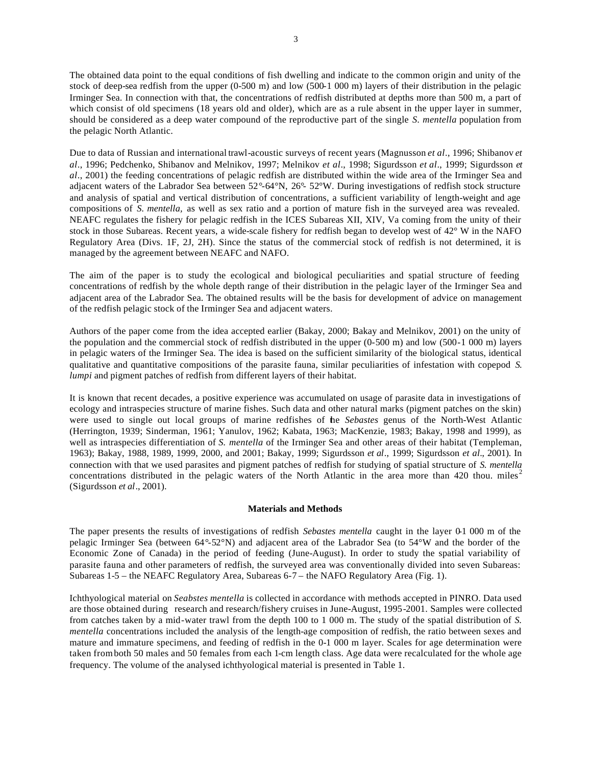The obtained data point to the equal conditions of fish dwelling and indicate to the common origin and unity of the stock of deep-sea redfish from the upper (0-500 m) and low (500-1 000 m) layers of their distribution in the pelagic Irminger Sea. In connection with that, the concentrations of redfish distributed at depths more than 500 m, a part of which consist of old specimens (18 years old and older), which are as a rule absent in the upper layer in summer, should be considered as a deep water compound of the reproductive part of the single *S. mentella* population from the pelagic North Atlantic.

Due to data of Russian and international trawl-acoustic surveys of recent years (Magnusson *et al*., 1996; Shibanov *et al*., 1996; Pedchenko, Shibanov and Melnikov, 1997; Melnikov *et al*., 1998; Sigurdsson *et al*., 1999; Sigurdsson *et al*., 2001) the feeding concentrations of pelagic redfish are distributed within the wide area of the Irminger Sea and adjacent waters of the Labrador Sea between 52°-64°N, 26°- 52°W. During investigations of redfish stock structure and analysis of spatial and vertical distribution of concentrations, a sufficient variability of length-weight and age compositions of *S. mentella*, as well as sex ratio and a portion of mature fish in the surveyed area was revealed. NEAFC regulates the fishery for pelagic redfish in the ICES Subareas XII, XIV, Va coming from the unity of their stock in those Subareas. Recent years, a wide-scale fishery for redfish began to develop west of 42° W in the NAFO Regulatory Area (Divs. 1F, 2J, 2H). Since the status of the commercial stock of redfish is not determined, it is managed by the agreement between NEAFC and NAFO.

The aim of the paper is to study the ecological and biological peculiarities and spatial structure of feeding concentrations of redfish by the whole depth range of their distribution in the pelagic layer of the Irminger Sea and adjacent area of the Labrador Sea. The obtained results will be the basis for development of advice on management of the redfish pelagic stock of the Irminger Sea and adjacent waters.

Authors of the paper come from the idea accepted earlier (Bakay, 2000; Bakay and Melnikov, 2001) on the unity of the population and the commercial stock of redfish distributed in the upper (0-500 m) and low (500-1 000 m) layers in pelagic waters of the Irminger Sea. The idea is based on the sufficient similarity of the biological status, identical qualitative and quantitative compositions of the parasite fauna, similar peculiarities of infestation with copepod *S. lumpi* and pigment patches of redfish from different layers of their habitat.

It is known that recent decades, a positive experience was accumulated on usage of parasite data in investigations of ecology and intraspecies structure of marine fishes. Such data and other natural marks (pigment patches on the skin) were used to single out local groups of marine redfishes of the *Sebastes* genus of the North-West Atlantic (Herrington, 1939; Sinderman, 1961; Yanulov, 1962; Kabata, 1963; MacKenzie, 1983; Bakay, 1998 and 1999), as well as intraspecies differentiation of *S. mentella* of the Irminger Sea and other areas of their habitat (Templeman, 1963); Bakay, 1988, 1989, 1999, 2000, and 2001; Bakay, 1999; Sigurdsson *et al*., 1999; Sigurdsson *et al*., 2001). In connection with that we used parasites and pigment patches of redfish for studying of spatial structure of *S. mentella* concentrations distributed in the pelagic waters of the North Atlantic in the area more than 420 thou. miles$^2$ (Sigurdsson *et al*., 2001).

## Materials and Methods

The paper presents the results of investigations of redfish *Sebastes mentella* caught in the layer 0-1 000 m of the pelagic Irminger Sea (between 64°-52°N) and adjacent area of the Labrador Sea (to 54°W and the border of the Economic Zone of Canada) in the period of feeding (June-August). In order to study the spatial variability of parasite fauna and other parameters of redfish, the surveyed area was conventionally divided into seven Subareas: Subareas 1-5 – the NEAFC Regulatory Area, Subareas 6-7 – the NAFO Regulatory Area (Fig. 1).

Ichthyological material on *Seabstes mentella* is collected in accordance with methods accepted in PINRO. Data used are those obtained during research and research/fishery cruises in June-August, 1995-2001. Samples were collected from catches taken by a mid-water trawl from the depth 100 to 1 000 m. The study of the spatial distribution of *S. mentella* concentrations included the analysis of the length-age composition of redfish, the ratio between sexes and mature and immature specimens, and feeding of redfish in the 0-1 000 m layer. Scales for age determination were taken from both 50 males and 50 females from each 1-cm length class. Age data were recalculated for the whole age frequency. The volume of the analysed ichthyological material is presented in Table 1.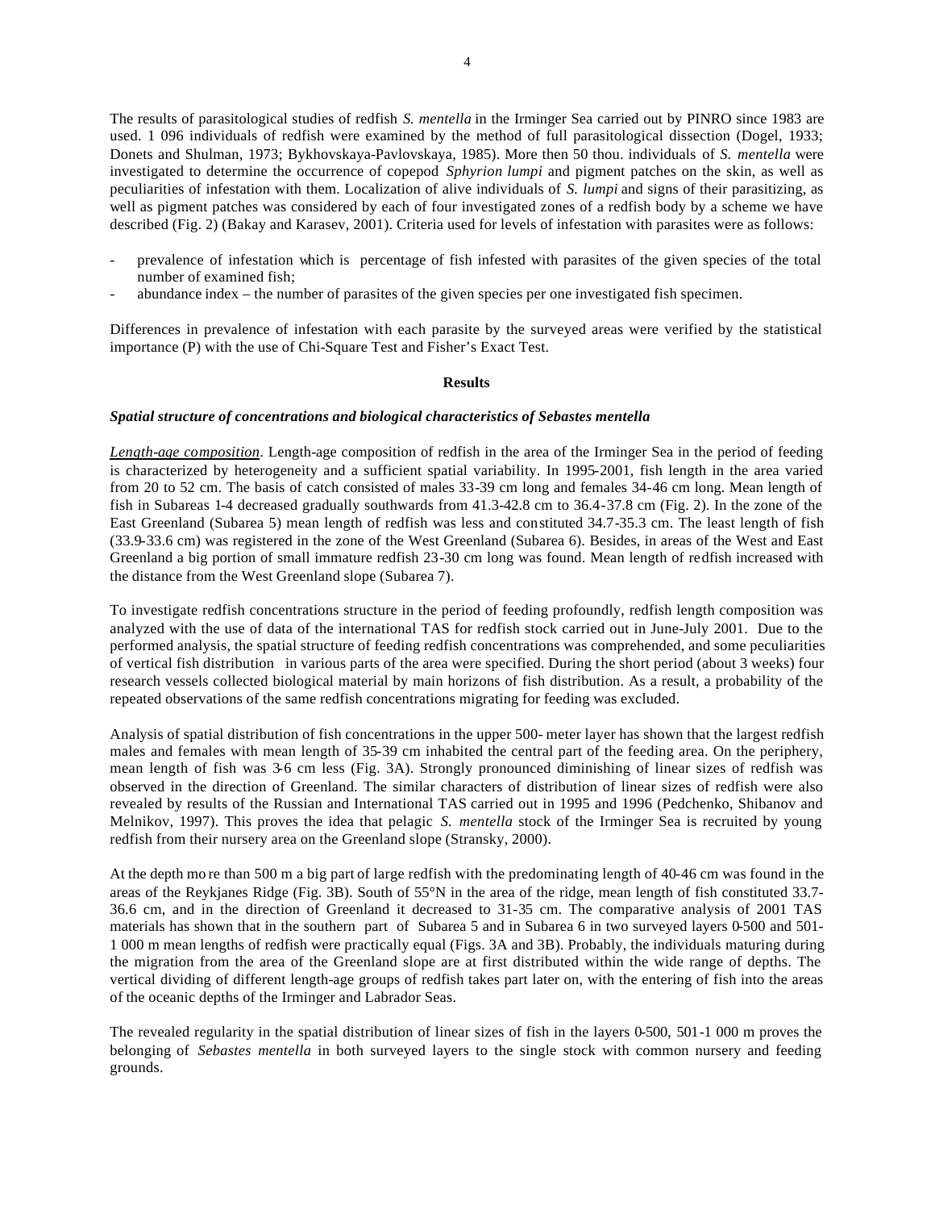The results of parasitological studies of redfish *S. mentella* in the Irminger Sea carried out by PINRO since 1983 are used. 1 096 individuals of redfish were examined by the method of full parasitological dissection (Dogel, 1933; Donets and Shulman, 1973; Bykhovskaya-Pavlovskaya, 1985). More then 50 thou. individuals of *S. mentella* were investigated to determine the occurrence of copepod *Sphyrion lumpi* and pigment patches on the skin, as well as peculiarities of infestation with them. Localization of alive individuals of *S. lumpi* and signs of their parasitizing, as well as pigment patches was considered by each of four investigated zones of a redfish body by a scheme we have described (Fig. 2) (Bakay and Karasev, 2001). Criteria used for levels of infestation with parasites were as follows:

- prevalence of infestation which is percentage of fish infested with parasites of the given species of the total number of examined fish;
- abundance index – the number of parasites of the given species per one investigated fish specimen.

Differences in prevalence of infestation with each parasite by the surveyed areas were verified by the statistical importance (P) with the use of Chi-Square Test and Fisher's Exact Test.

## Results

### *Spatial structure of concentrations and biological characteristics of Sebastes mentella*

Length-age composition. Length-age composition of redfish in the area of the Irminger Sea in the period of feeding is characterized by heterogeneity and a sufficient spatial variability. In 1995-2001, fish length in the area varied from 20 to 52 cm. The basis of catch consisted of males 33-39 cm long and females 34-46 cm long. Mean length of fish in Subareas 1-4 decreased gradually southwards from 41.3-42.8 cm to 36.4-37.8 cm (Fig. 2). In the zone of the East Greenland (Subarea 5) mean length of redfish was less and constituted 34.7-35.3 cm. The least length of fish (33.9-33.6 cm) was registered in the zone of the West Greenland (Subarea 6). Besides, in areas of the West and East Greenland a big portion of small immature redfish 23-30 cm long was found. Mean length of redfish increased with the distance from the West Greenland slope (Subarea 7).

To investigate redfish concentrations structure in the period of feeding profoundly, redfish length composition was analyzed with the use of data of the international TAS for redfish stock carried out in June-July 2001. Due to the performed analysis, the spatial structure of feeding redfish concentrations was comprehended, and some peculiarities of vertical fish distribution in various parts of the area were specified. During the short period (about 3 weeks) four research vessels collected biological material by main horizons of fish distribution. As a result, a probability of the repeated observations of the same redfish concentrations migrating for feeding was excluded.

Analysis of spatial distribution of fish concentrations in the upper 500- meter layer has shown that the largest redfish males and females with mean length of 35-39 cm inhabited the central part of the feeding area. On the periphery, mean length of fish was 3-6 cm less (Fig. 3A). Strongly pronounced diminishing of linear sizes of redfish was observed in the direction of Greenland. The similar characters of distribution of linear sizes of redfish were also revealed by results of the Russian and International TAS carried out in 1995 and 1996 (Pedchenko, Shibanov and Melnikov, 1997). This proves the idea that pelagic *S. mentella* stock of the Irminger Sea is recruited by young redfish from their nursery area on the Greenland slope (Stransky, 2000).

At the depth more than 500 m a big part of large redfish with the predominating length of 40-46 cm was found in the areas of the Reykjanes Ridge (Fig. 3B). South of 55°N in the area of the ridge, mean length of fish constituted 33.7-36.6 cm, and in the direction of Greenland it decreased to 31-35 cm. The comparative analysis of 2001 TAS materials has shown that in the southern part of Subarea 5 and in Subarea 6 in two surveyed layers 0-500 and 501-1 000 m mean lengths of redfish were practically equal (Figs. 3A and 3B). Probably, the individuals maturing during the migration from the area of the Greenland slope are at first distributed within the wide range of depths. The vertical dividing of different length-age groups of redfish takes part later on, with the entering of fish into the areas of the oceanic depths of the Irminger and Labrador Seas.

The revealed regularity in the spatial distribution of linear sizes of fish in the layers 0-500, 501-1 000 m proves the belonging of *Sebastes mentella* in both surveyed layers to the single stock with common nursery and feeding grounds.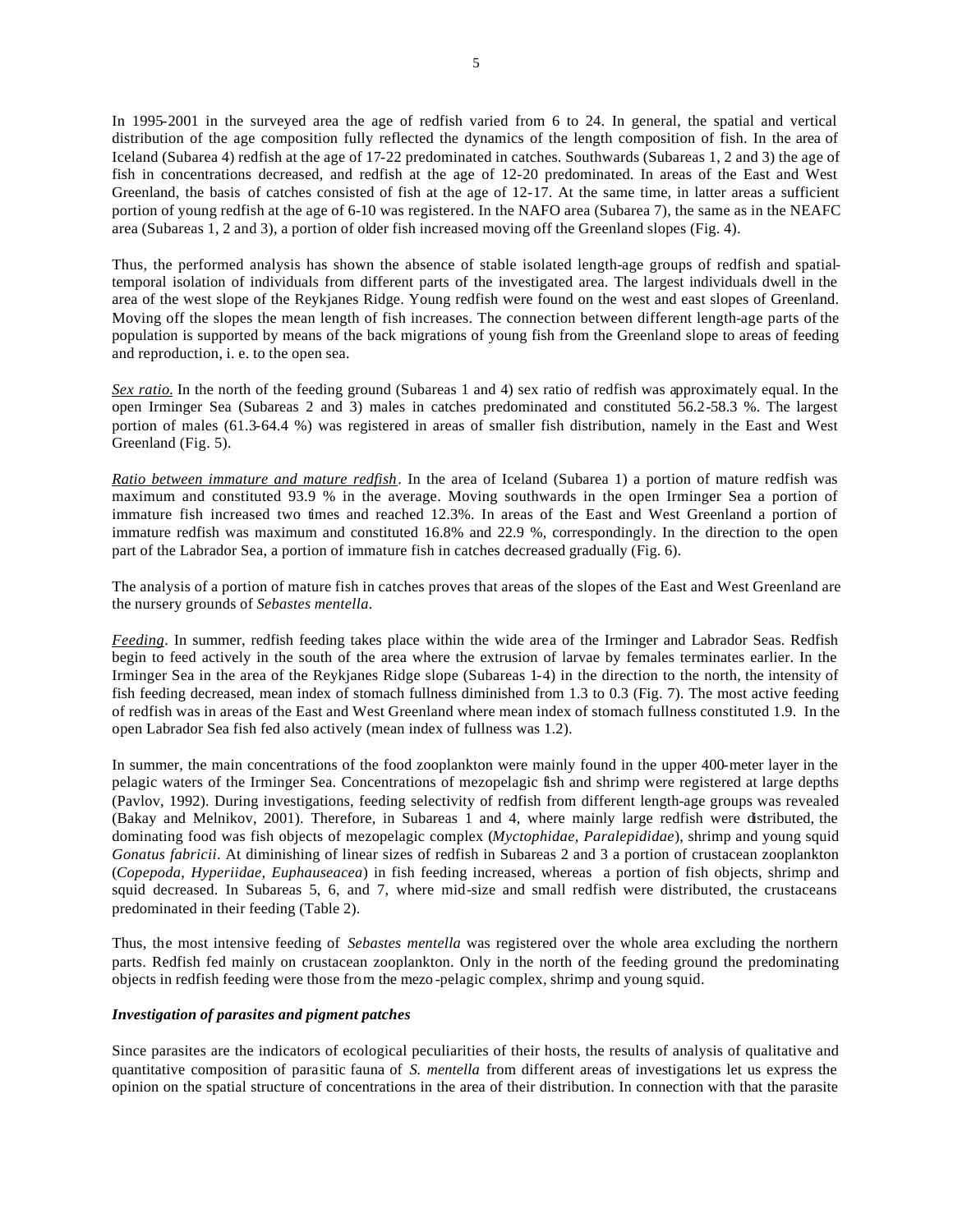In 1995-2001 in the surveyed area the age of redfish varied from 6 to 24. In general, the spatial and vertical distribution of the age composition fully reflected the dynamics of the length composition of fish. In the area of Iceland (Subarea 4) redfish at the age of 17-22 predominated in catches. Southwards (Subareas 1, 2 and 3) the age of fish in concentrations decreased, and redfish at the age of 12-20 predominated. In areas of the East and West Greenland, the basis of catches consisted of fish at the age of 12-17. At the same time, in latter areas a sufficient portion of young redfish at the age of 6-10 was registered. In the NAFO area (Subarea 7), the same as in the NEAFC area (Subareas 1, 2 and 3), a portion of older fish increased moving off the Greenland slopes (Fig. 4).

Thus, the performed analysis has shown the absence of stable isolated length-age groups of redfish and spatial-temporal isolation of individuals from different parts of the investigated area. The largest individuals dwell in the area of the west slope of the Reykjanes Ridge. Young redfish were found on the west and east slopes of Greenland. Moving off the slopes the mean length of fish increases. The connection between different length-age parts of the population is supported by means of the back migrations of young fish from the Greenland slope to areas of feeding and reproduction, i. e. to the open sea.

*Sex ratio.* In the north of the feeding ground (Subareas 1 and 4) sex ratio of redfish was approximately equal. In the open Irminger Sea (Subareas 2 and 3) males in catches predominated and constituted 56.2-58.3 %. The largest portion of males (61.3-64.4 %) was registered in areas of smaller fish distribution, namely in the East and West Greenland (Fig. 5).

*Ratio between immature and mature redfish*. In the area of Iceland (Subarea 1) a portion of mature redfish was maximum and constituted 93.9 % in the average. Moving southwards in the open Irminger Sea a portion of immature fish increased two times and reached 12.3%. In areas of the East and West Greenland a portion of immature redfish was maximum and constituted 16.8% and 22.9 %, correspondingly. In the direction to the open part of the Labrador Sea, a portion of immature fish in catches decreased gradually (Fig. 6).

The analysis of a portion of mature fish in catches proves that areas of the slopes of the East and West Greenland are the nursery grounds of *Sebastes mentella*.

*Feeding*. In summer, redfish feeding takes place within the wide area of the Irminger and Labrador Seas. Redfish begin to feed actively in the south of the area where the extrusion of larvae by females terminates earlier. In the Irminger Sea in the area of the Reykjanes Ridge slope (Subareas 1-4) in the direction to the north, the intensity of fish feeding decreased, mean index of stomach fullness diminished from 1.3 to 0.3 (Fig. 7). The most active feeding of redfish was in areas of the East and West Greenland where mean index of stomach fullness constituted 1.9. In the open Labrador Sea fish fed also actively (mean index of fullness was 1.2).

In summer, the main concentrations of the food zooplankton were mainly found in the upper 400-meter layer in the pelagic waters of the Irminger Sea. Concentrations of mezopelagic fish and shrimp were registered at large depths (Pavlov, 1992). During investigations, feeding selectivity of redfish from different length-age groups was revealed (Bakay and Melnikov, 2001). Therefore, in Subareas 1 and 4, where mainly large redfish were distributed, the dominating food was fish objects of mezopelagic complex (*Myctophidae, Paralepididae*), shrimp and young squid *Gonatus fabricii*. At diminishing of linear sizes of redfish in Subareas 2 and 3 a portion of crustacean zooplankton (*Copepoda, Hyperiidae, Euphauseacea*) in fish feeding increased, whereas a portion of fish objects, shrimp and squid decreased. In Subareas 5, 6, and 7, where mid-size and small redfish were distributed, the crustaceans predominated in their feeding (Table 2).

Thus, the most intensive feeding of *Sebastes mentella* was registered over the whole area excluding the northern parts. Redfish fed mainly on crustacean zooplankton. Only in the north of the feeding ground the predominating objects in redfish feeding were those from the mezo-pelagic complex, shrimp and young squid.

### *Investigation of parasites and pigment patches*

Since parasites are the indicators of ecological peculiarities of their hosts, the results of analysis of qualitative and quantitative composition of parasitic fauna of *S. mentella* from different areas of investigations let us express the opinion on the spatial structure of concentrations in the area of their distribution. In connection with that the parasite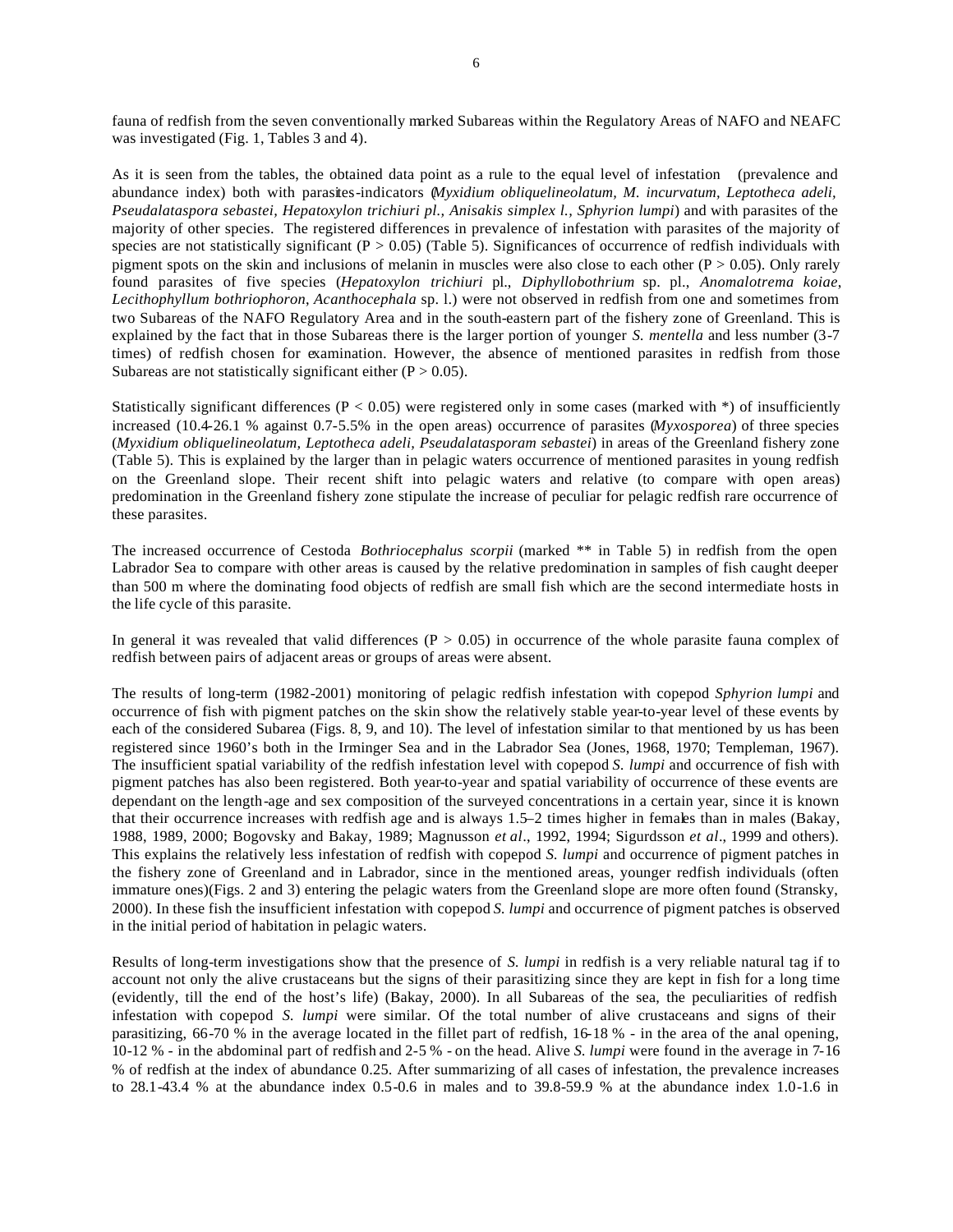fauna of redfish from the seven conventionally marked Subareas within the Regulatory Areas of NAFO and NEAFC was investigated (Fig. 1, Tables 3 and 4).

As it is seen from the tables, the obtained data point as a rule to the equal level of infestation (prevalence and abundance index) both with parasites-indicators (*Myxidium obliquelineolatum, M. incurvatum, Leptotheca adeli, Pseudalataspora sebastei, Hepatoxylon trichiuri pl., Anisakis simplex l., Sphyrion lumpi*) and with parasites of the majority of other species. The registered differences in prevalence of infestation with parasites of the majority of species are not statistically significant ($P > 0.05$) (Table 5). Significances of occurrence of redfish individuals with pigment spots on the skin and inclusions of melanin in muscles were also close to each other ($P > 0.05$). Only rarely found parasites of five species (*Hepatoxylon trichiuri* pl., *Diphyllobothrium* sp. pl., *Anomalotrema koiae, Lecithophyllum bothriophoron, Acanthocephala* sp. l.) were not observed in redfish from one and sometimes from two Subareas of the NAFO Regulatory Area and in the south-eastern part of the fishery zone of Greenland. This is explained by the fact that in those Subareas there is the larger portion of younger *S. mentella* and less number (3-7 times) of redfish chosen for examination. However, the absence of mentioned parasites in redfish from those Subareas are not statistically significant either ($P > 0.05$).

Statistically significant differences ($P < 0.05$) were registered only in some cases (marked with *) of insufficiently increased (10.4-26.1 % against 0.7-5.5% in the open areas) occurrence of parasites (*Myxosporea*) of three species (*Myxidium obliquelineolatum, Leptotheca adeli, Pseudalatasporam sebastei*) in areas of the Greenland fishery zone (Table 5). This is explained by the larger than in pelagic waters occurrence of mentioned parasites in young redfish on the Greenland slope. Their recent shift into pelagic waters and relative (to compare with open areas) predomination in the Greenland fishery zone stipulate the increase of peculiar for pelagic redfish rare occurrence of these parasites.

The increased occurrence of Cestoda *Bothriocephalus scorpii* (marked ** in Table 5) in redfish from the open Labrador Sea to compare with other areas is caused by the relative predomination in samples of fish caught deeper than 500 m where the dominating food objects of redfish are small fish which are the second intermediate hosts in the life cycle of this parasite.

In general it was revealed that valid differences ($P > 0.05$) in occurrence of the whole parasite fauna complex of redfish between pairs of adjacent areas or groups of areas were absent.

The results of long-term (1982-2001) monitoring of pelagic redfish infestation with copepod *Sphyrion lumpi* and occurrence of fish with pigment patches on the skin show the relatively stable year-to-year level of these events by each of the considered Subarea (Figs. 8, 9, and 10). The level of infestation similar to that mentioned by us has been registered since 1960's both in the Irminger Sea and in the Labrador Sea (Jones, 1968, 1970; Templeman, 1967). The insufficient spatial variability of the redfish infestation level with copepod *S. lumpi* and occurrence of fish with pigment patches has also been registered. Both year-to-year and spatial variability of occurrence of these events are dependant on the length-age and sex composition of the surveyed concentrations in a certain year, since it is known that their occurrence increases with redfish age and is always 1.5–2 times higher in females than in males (Bakay, 1988, 1989, 2000; Bogovsky and Bakay, 1989; Magnusson *et al*., 1992, 1994; Sigurdsson *et al*., 1999 and others). This explains the relatively less infestation of redfish with copepod *S. lumpi* and occurrence of pigment patches in the fishery zone of Greenland and in Labrador, since in the mentioned areas, younger redfish individuals (often immature ones)(Figs. 2 and 3) entering the pelagic waters from the Greenland slope are more often found (Stransky, 2000). In these fish the insufficient infestation with copepod *S. lumpi* and occurrence of pigment patches is observed in the initial period of habitation in pelagic waters.

Results of long-term investigations show that the presence of *S. lumpi* in redfish is a very reliable natural tag if to account not only the alive crustaceans but the signs of their parasitizing since they are kept in fish for a long time (evidently, till the end of the host's life) (Bakay, 2000). In all Subareas of the sea, the peculiarities of redfish infestation with copepod *S. lumpi* were similar. Of the total number of alive crustaceans and signs of their parasitizing, 66-70 % in the average located in the fillet part of redfish, 16-18 % - in the area of the anal opening, 10-12 % - in the abdominal part of redfish and 2-5 % - on the head. Alive *S. lumpi* were found in the average in 7-16 % of redfish at the index of abundance 0.25. After summarizing of all cases of infestation, the prevalence increases to 28.1-43.4 % at the abundance index 0.5-0.6 in males and to 39.8-59.9 % at the abundance index 1.0-1.6 in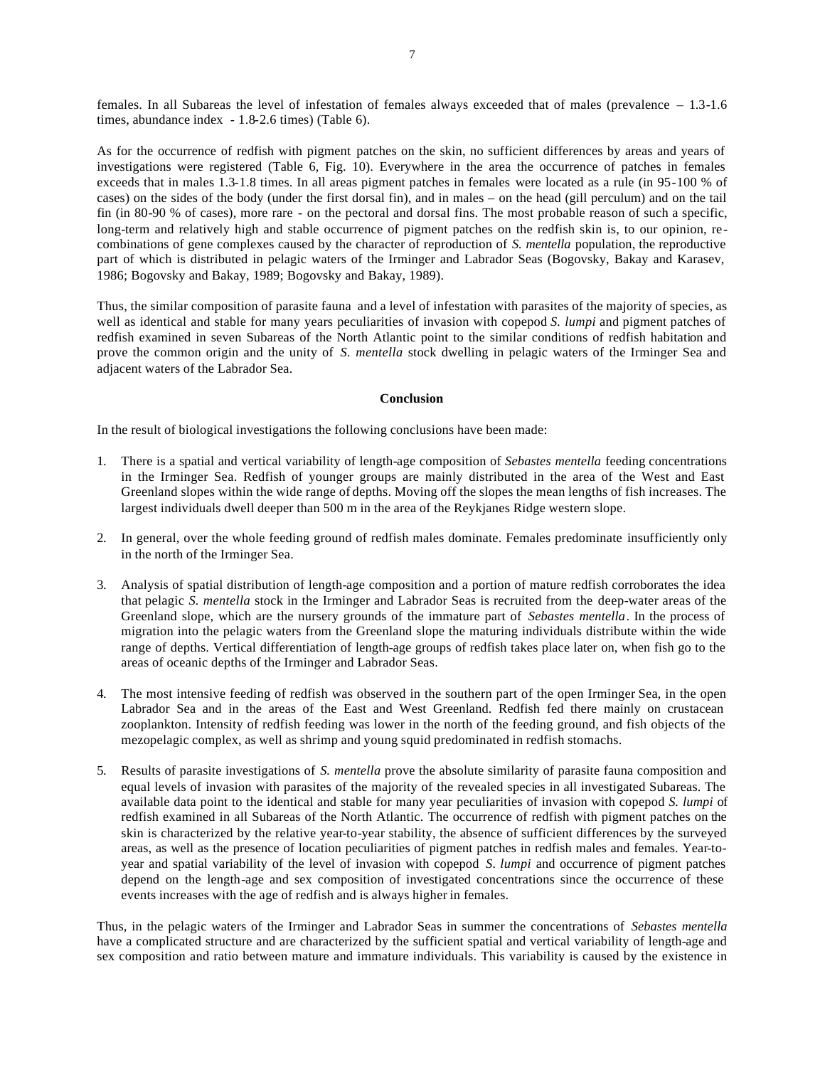females. In all Subareas the level of infestation of females always exceeded that of males (prevalence – 1.3-1.6 times, abundance index - 1.8-2.6 times) (Table 6).

As for the occurrence of redfish with pigment patches on the skin, no sufficient differences by areas and years of investigations were registered (Table 6, Fig. 10). Everywhere in the area the occurrence of patches in females exceeds that in males 1.3-1.8 times. In all areas pigment patches in females were located as a rule (in 95-100 % of cases) on the sides of the body (under the first dorsal fin), and in males – on the head (gill perculum) and on the tail fin (in 80-90 % of cases), more rare - on the pectoral and dorsal fins. The most probable reason of such a specific, long-term and relatively high and stable occurrence of pigment patches on the redfish skin is, to our opinion, re-combinations of gene complexes caused by the character of reproduction of *S. mentella* population, the reproductive part of which is distributed in pelagic waters of the Irminger and Labrador Seas (Bogovsky, Bakay and Karasev, 1986; Bogovsky and Bakay, 1989; Bogovsky and Bakay, 1989).

Thus, the similar composition of parasite fauna and a level of infestation with parasites of the majority of species, as well as identical and stable for many years peculiarities of invasion with copepod *S. lumpi* and pigment patches of redfish examined in seven Subareas of the North Atlantic point to the similar conditions of redfish habitation and prove the common origin and the unity of *S. mentella* stock dwelling in pelagic waters of the Irminger Sea and adjacent waters of the Labrador Sea.

## Conclusion

In the result of biological investigations the following conclusions have been made:

1. There is a spatial and vertical variability of length-age composition of *Sebastes mentella* feeding concentrations in the Irminger Sea. Redfish of younger groups are mainly distributed in the area of the West and East Greenland slopes within the wide range of depths. Moving off the slopes the mean lengths of fish increases. The largest individuals dwell deeper than 500 m in the area of the Reykjanes Ridge western slope.

2. In general, over the whole feeding ground of redfish males dominate. Females predominate insufficiently only in the north of the Irminger Sea.

3. Analysis of spatial distribution of length-age composition and a portion of mature redfish corroborates the idea that pelagic *S. mentella* stock in the Irminger and Labrador Seas is recruited from the deep-water areas of the Greenland slope, which are the nursery grounds of the immature part of *Sebastes mentella*. In the process of migration into the pelagic waters from the Greenland slope the maturing individuals distribute within the wide range of depths. Vertical differentiation of length-age groups of redfish takes place later on, when fish go to the areas of oceanic depths of the Irminger and Labrador Seas.

4. The most intensive feeding of redfish was observed in the southern part of the open Irminger Sea, in the open Labrador Sea and in the areas of the East and West Greenland. Redfish fed there mainly on crustacean zooplankton. Intensity of redfish feeding was lower in the north of the feeding ground, and fish objects of the mezopelagic complex, as well as shrimp and young squid predominated in redfish stomachs.

5. Results of parasite investigations of *S. mentella* prove the absolute similarity of parasite fauna composition and equal levels of invasion with parasites of the majority of the revealed species in all investigated Subareas. The available data point to the identical and stable for many year peculiarities of invasion with copepod *S. lumpi* of redfish examined in all Subareas of the North Atlantic. The occurrence of redfish with pigment patches on the skin is characterized by the relative year-to-year stability, the absence of sufficient differences by the surveyed areas, as well as the presence of location peculiarities of pigment patches in redfish males and females. Year-to-year and spatial variability of the level of invasion with copepod *S. lumpi* and occurrence of pigment patches depend on the length-age and sex composition of investigated concentrations since the occurrence of these events increases with the age of redfish and is always higher in females.

Thus, in the pelagic waters of the Irminger and Labrador Seas in summer the concentrations of *Sebastes mentella* have a complicated structure and are characterized by the sufficient spatial and vertical variability of length-age and sex composition and ratio between mature and immature individuals. This variability is caused by the existence in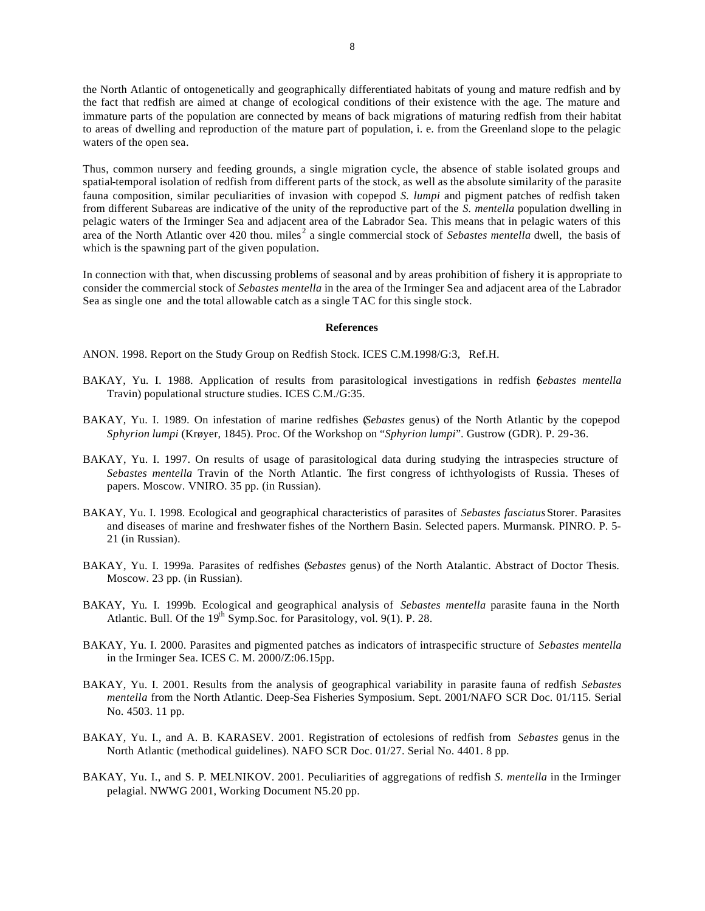the North Atlantic of ontogenetically and geographically differentiated habitats of young and mature redfish and by the fact that redfish are aimed at change of ecological conditions of their existence with the age. The mature and immature parts of the population are connected by means of back migrations of maturing redfish from their habitat to areas of dwelling and reproduction of the mature part of population, i. e. from the Greenland slope to the pelagic waters of the open sea.

Thus, common nursery and feeding grounds, a single migration cycle, the absence of stable isolated groups and spatial-temporal isolation of redfish from different parts of the stock, as well as the absolute similarity of the parasite fauna composition, similar peculiarities of invasion with copepod *S. lumpi* and pigment patches of redfish taken from different Subareas are indicative of the unity of the reproductive part of the *S. mentella* population dwelling in pelagic waters of the Irminger Sea and adjacent area of the Labrador Sea. This means that in pelagic waters of this area of the North Atlantic over 420 thou. miles$^2$ a single commercial stock of *Sebastes mentella* dwell, the basis of which is the spawning part of the given population.

In connection with that, when discussing problems of seasonal and by areas prohibition of fishery it is appropriate to consider the commercial stock of *Sebastes mentella* in the area of the Irminger Sea and adjacent area of the Labrador Sea as single one and the total allowable catch as a single TAC for this single stock.

## References

ANON. 1998. Report on the Study Group on Redfish Stock. ICES C.M.1998/G:3, Ref.H.

BAKAY, Yu. I. 1988. Application of results from parasitological investigations in redfish (*Sebastes mentella* Travin) populational structure studies. ICES C.M./G:35.

BAKAY, Yu. I. 1989. On infestation of marine redfishes (*Sebastes* genus) of the North Atlantic by the copepod *Sphyrion lumpi* (Krøyer, 1845). Proc. Of the Workshop on "*Sphyrion lumpi*". Gustrow (GDR). P. 29-36.

BAKAY, Yu. I. 1997. On results of usage of parasitological data during studying the intraspecies structure of *Sebastes mentella* Travin of the North Atlantic. The first congress of ichthyologists of Russia. Theses of papers. Moscow. VNIRO. 35 pp. (in Russian).

BAKAY, Yu. I. 1998. Ecological and geographical characteristics of parasites of *Sebastes fasciatus* Storer. Parasites and diseases of marine and freshwater fishes of the Northern Basin. Selected papers. Murmansk. PINRO. P. 5-21 (in Russian).

BAKAY, Yu. I. 1999a. Parasites of redfishes (*Sebastes* genus) of the North Atalantic. Abstract of Doctor Thesis. Moscow. 23 pp. (in Russian).

BAKAY, Yu. I. 1999b. Ecological and geographical analysis of *Sebastes mentella* parasite fauna in the North Atlantic. Bull. Of the 19th Symp.Soc. for Parasitology, vol. 9(1). P. 28.

BAKAY, Yu. I. 2000. Parasites and pigmented patches as indicators of intraspecific structure of *Sebastes mentella* in the Irminger Sea. ICES C. M. 2000/Z:06.15pp.

BAKAY, Yu. I. 2001. Results from the analysis of geographical variability in parasite fauna of redfish *Sebastes mentella* from the North Atlantic. Deep-Sea Fisheries Symposium. Sept. 2001/NAFO SCR Doc. 01/115. Serial No. 4503. 11 pp.

BAKAY, Yu. I., and A. B. KARASEV. 2001. Registration of ectolesions of redfish from *Sebastes* genus in the North Atlantic (methodical guidelines). NAFO SCR Doc. 01/27. Serial No. 4401. 8 pp.

BAKAY, Yu. I., and S. P. MELNIKOV. 2001. Peculiarities of aggregations of redfish *S. mentella* in the Irminger pelagial. NWWG 2001, Working Document N5.20 pp.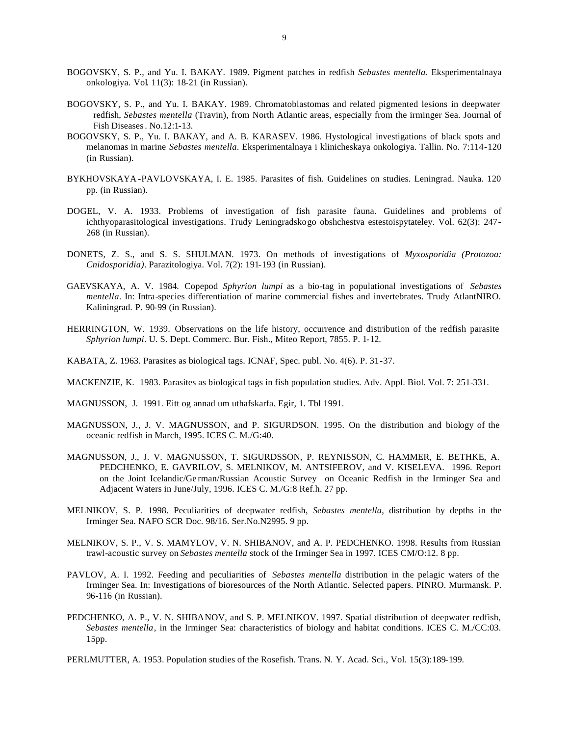BOGOVSKY, S. P., and Yu. I. BAKAY. 1989. Pigment patches in redfish *Sebastes mentella.* Eksperimentalnaya onkologiya. Vol. 11(3): 18-21 (in Russian).

BOGOVSKY, S. P., and Yu. I. BAKAY. 1989. Chromatoblastomas and related pigmented lesions in deepwater redfish, *Sebastes mentella* (Travin), from North Atlantic areas, especially from the irminger Sea. Journal of Fish Diseases. No.12:1-13.

BOGOVSKY, S. P., Yu. I. BAKAY, and A. B. KARASEV. 1986. Hystological investigations of black spots and melanomas in marine *Sebastes mentella*. Eksperimentalnaya i klinicheskaya onkologiya. Tallin. No. 7:114-120 (in Russian).

BYKHOVSKAYA-PAVLOVSKAYA, I. E. 1985. Parasites of fish. Guidelines on studies. Leningrad. Nauka. 120 pp. (in Russian).

DOGEL, V. A. 1933. Problems of investigation of fish parasite fauna. Guidelines and problems of ichthyoparasitological investigations. Trudy Leningradskogo obshchestva estestoispytateley. Vol. 62(3): 247-268 (in Russian).

DONETS, Z. S., and S. S. SHULMAN. 1973. On methods of investigations of *Myxosporidia (Protozoa: Cnidosporidia)*. Parazitologiya. Vol. 7(2): 191-193 (in Russian).

GAEVSKAYA, A. V. 1984. Copepod *Sphyrion lumpi* as a bio-tag in populational investigations of *Sebastes mentella*. In: Intra-species differentiation of marine commercial fishes and invertebrates. Trudy AtlantNIRO. Kaliningrad. P. 90-99 (in Russian).

HERRINGTON, W. 1939. Observations on the life history, occurrence and distribution of the redfish parasite *Sphyrion lumpi*. U. S. Dept. Commerc. Bur. Fish., Miteo Report, 7855. P. 1-12.

KABATA, Z. 1963. Parasites as biological tags. ICNAF, Spec. publ. No. 4(6). P. 31-37.

MACKENZIE, K. 1983. Parasites as biological tags in fish population studies. Adv. Appl. Biol. Vol. 7: 251-331.

MAGNUSSON, J. 1991. Eitt og annad um uthafskarfa. Egir, 1. Tbl 1991.

MAGNUSSON, J., J. V. MAGNUSSON, and P. SIGURDSON. 1995. On the distribution and biology of the oceanic redfish in March, 1995. ICES C. M./G:40.

MAGNUSSON, J., J. V. MAGNUSSON, T. SIGURDSSON, P. REYNISSON, C. HAMMER, E. BETHKE, A. PEDCHENKO, E. GAVRILOV, S. MELNIKOV, M. ANTSIFEROV, and V. KISELEVA. 1996. Report on the Joint Icelandic/German/Russian Acoustic Survey on Oceanic Redfish in the Irminger Sea and Adjacent Waters in June/July, 1996. ICES C. M./G:8 Ref.h. 27 pp.

MELNIKOV, S. P. 1998. Peculiarities of deepwater redfish, *Sebastes mentella*, distribution by depths in the Irminger Sea. NAFO SCR Doc. 98/16. Ser.No.N2995. 9 pp.

MELNIKOV, S. P., V. S. MAMYLOV, V. N. SHIBANOV, and A. P. PEDCHENKO. 1998. Results from Russian trawl-acoustic survey on *Sebastes mentella* stock of the Irminger Sea in 1997. ICES CM/O:12. 8 pp.

PAVLOV, A. I. 1992. Feeding and peculiarities of *Sebastes mentella* distribution in the pelagic waters of the Irminger Sea. In: Investigations of bioresources of the North Atlantic. Selected papers. PINRO. Murmansk. P. 96-116 (in Russian).

PEDCHENKO, A. P., V. N. SHIBANOV, and S. P. MELNIKOV. 1997. Spatial distribution of deepwater redfish, *Sebastes mentella*, in the Irminger Sea: characteristics of biology and habitat conditions. ICES C. M./CC:03. 15pp.

PERLMUTTER, A. 1953. Population studies of the Rosefish. Trans. N. Y. Acad. Sci., Vol. 15(3):189-199.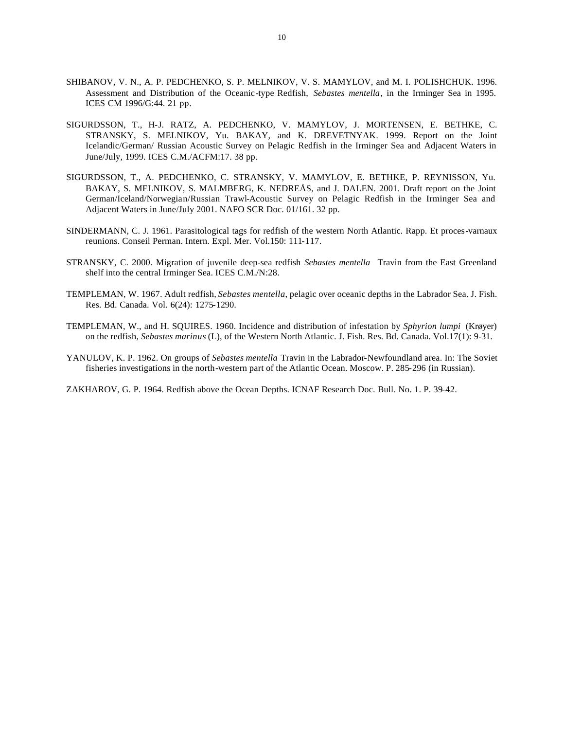SHIBANOV, V. N., A. P. PEDCHENKO, S. P. MELNIKOV, V. S. MAMYLOV, and M. I. POLISHCHUK. 1996. Assessment and Distribution of the Oceanic-type Redfish, *Sebastes mentella*, in the Irminger Sea in 1995. ICES CM 1996/G:44. 21 pp.

SIGURDSSON, T., H-J. RATZ, A. PEDCHENKO, V. MAMYLOV, J. MORTENSEN, E. BETHKE, C. STRANSKY, S. MELNIKOV, Yu. BAKAY, and K. DREVETNYAK. 1999. Report on the Joint Icelandic/German/ Russian Acoustic Survey on Pelagic Redfish in the Irminger Sea and Adjacent Waters in June/July, 1999. ICES C.M./ACFM:17. 38 pp.

SIGURDSSON, T., A. PEDCHENKO, C. STRANSKY, V. MAMYLOV, E. BETHKE, P. REYNISSON, Yu. BAKAY, S. MELNIKOV, S. MALMBERG, K. NEDREÅS, and J. DALEN. 2001. Draft report on the Joint German/Iceland/Norwegian/Russian Trawl-Acoustic Survey on Pelagic Redfish in the Irminger Sea and Adjacent Waters in June/July 2001. NAFO SCR Doc. 01/161. 32 pp.

SINDERMANN, C. J. 1961. Parasitological tags for redfish of the western North Atlantic. Rapp. Et proces-varnaux reunions. Conseil Perman. Intern. Expl. Mer. Vol.150: 111-117.

STRANSKY, C. 2000. Migration of juvenile deep-sea redfish *Sebastes mentella* Travin from the East Greenland shelf into the central Irminger Sea. ICES C.M./N:28.

TEMPLEMAN, W. 1967. Adult redfish, *Sebastes mentella*, pelagic over oceanic depths in the Labrador Sea. J. Fish. Res. Bd. Canada. Vol. 6(24): 1275-1290.

TEMPLEMAN, W., and H. SQUIRES. 1960. Incidence and distribution of infestation by *Sphyrion lumpi* (Krøyer) on the redfish, *Sebastes marinus* (L), of the Western North Atlantic. J. Fish. Res. Bd. Canada. Vol.17(1): 9-31.

YANULOV, K. P. 1962. On groups of *Sebastes mentella* Travin in the Labrador-Newfoundland area. In: The Soviet fisheries investigations in the north-western part of the Atlantic Ocean. Moscow. P. 285-296 (in Russian).

ZAKHAROV, G. P. 1964. Redfish above the Ocean Depths. ICNAF Research Doc. Bull. No. 1. P. 39-42.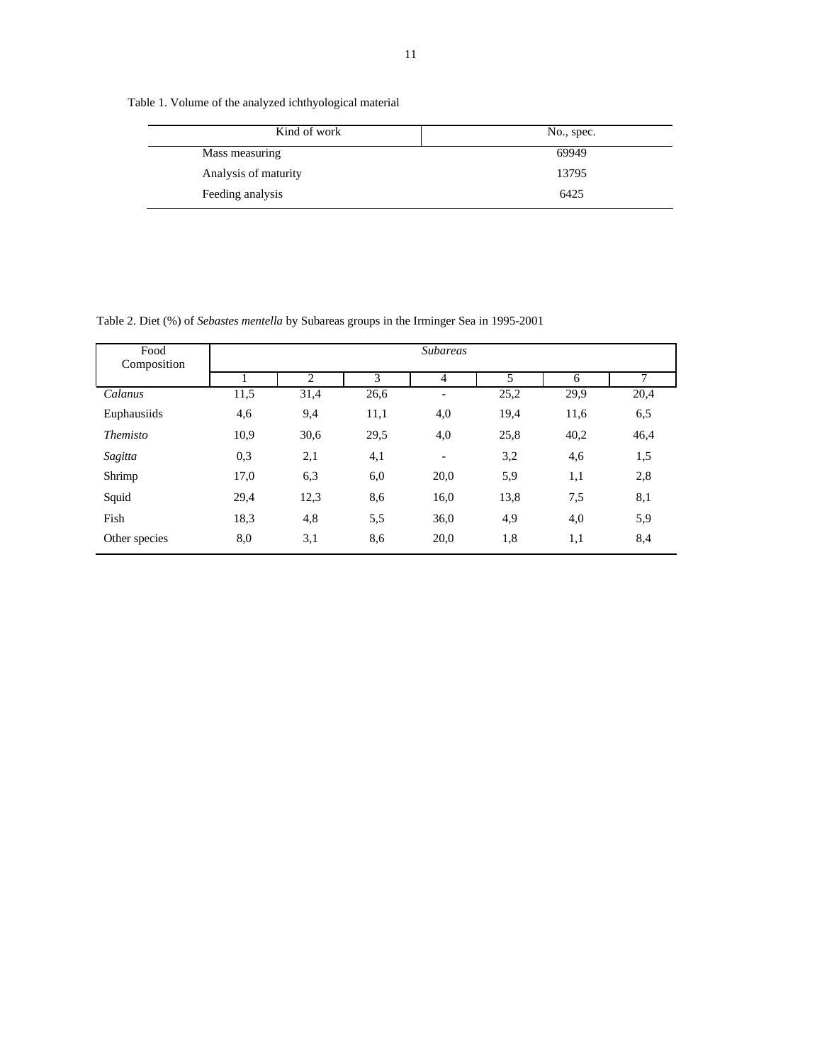Table 1. Volume of the analyzed ichthyological material

| Kind of work | No., spec. |
|---|---|
| Mass measuring | 69949 |
| Analysis of maturity | 13795 |
| Feeding analysis | 6425 |

Table 2. Diet (%) of *Sebastes mentella* by Subareas groups in the Irminger Sea in 1995-2001

| Food Composition | *Subareas* | | | | | | |
|---|---|---|---|---|---|---|---|
| | 1 | 2 | 3 | 4 | 5 | 6 | 7 |
| *Calanus* | 11,5 | 31,4 | 26,6 | - | 25,2 | 29,9 | 20,4 |
| Euphausiids | 4,6 | 9,4 | 11,1 | 4,0 | 19,4 | 11,6 | 6,5 |
| *Themisto* | 10,9 | 30,6 | 29,5 | 4,0 | 25,8 | 40,2 | 46,4 |
| *Sagitta* | 0,3 | 2,1 | 4,1 | - | 3,2 | 4,6 | 1,5 |
| Shrimp | 17,0 | 6,3 | 6,0 | 20,0 | 5,9 | 1,1 | 2,8 |
| Squid | 29,4 | 12,3 | 8,6 | 16,0 | 13,8 | 7,5 | 8,1 |
| Fish | 18,3 | 4,8 | 5,5 | 36,0 | 4,9 | 4,0 | 5,9 |
| Other species | 8,0 | 3,1 | 8,6 | 20,0 | 1,8 | 1,1 | 8,4 |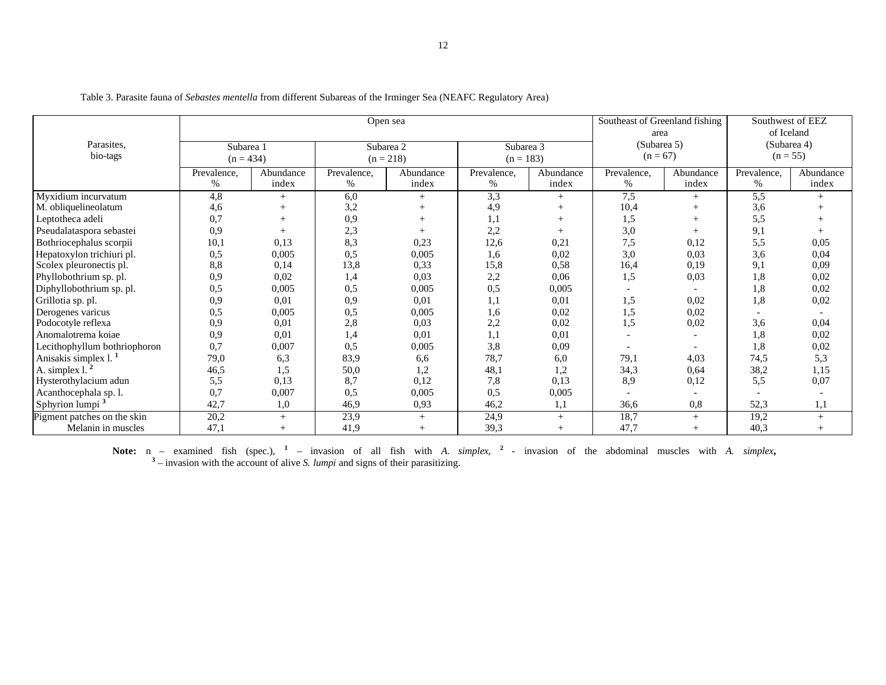Table 3. Parasite fauna of *Sebastes mentella* from different Subareas of the Irminger Sea (NEAFC Regulatory Area)

| Parasites, bio-tags | Open sea | | | | | | Southeast of Greenland fishing area (Subarea 5) (n = 67) | | Southwest of EEZ of Iceland (Subarea 4) (n = 55) | |
|---|---|---|---|---|---|---|---|---|---|---|
| | Subarea 1 (n = 434) | | Subarea 2 (n = 218) | | Subarea 3 (n = 183) | | | | | |
| | Prevalence, % | Abundance index | Prevalence, % | Abundance index | Prevalence, % | Abundance index | Prevalence, % | Abundance index | Prevalence, % | Abundance index |
| Myxidium incurvatum | 4,8 | + | 6,0 | + | 3,3 | + | 7,5 | + | 5,5 | + |
| M. obliquelineolatum | 4,6 | + | 3,2 | + | 4,9 | + | 10,4 | + | 3,6 | + |
| Leptotheca adeli | 0,7 | + | 0,9 | + | 1,1 | + | 1,5 | + | 5,5 | + |
| Pseudalataspora sebastei | 0,9 | + | 2,3 | + | 2,2 | + | 3,0 | + | 9,1 | + |
| Bothriocephalus scorpii | 10,1 | 0,13 | 8,3 | 0,23 | 12,6 | 0,21 | 7,5 | 0,12 | 5,5 | 0,05 |
| Hepatoxylon trichiuri pl. | 0,5 | 0,005 | 0,5 | 0,005 | 1,6 | 0,02 | 3,0 | 0,03 | 3,6 | 0,04 |
| Scolex pleuronectis pl. | 8,8 | 0,14 | 13,8 | 0,33 | 15,8 | 0,58 | 16,4 | 0,19 | 9,1 | 0,09 |
| Phyllobothrium sp. pl. | 0,9 | 0,02 | 1,4 | 0,03 | 2,2 | 0,06 | 1,5 | 0,03 | 1,8 | 0,02 |
| Diphyllobothrium sp. pl. | 0,5 | 0,005 | 0,5 | 0,005 | 0,5 | 0,005 | - | - | 1,8 | 0,02 |
| Grillotia sp. pl. | 0,9 | 0,01 | 0,9 | 0,01 | 1,1 | 0,01 | 1,5 | 0,02 | 1,8 | 0,02 |
| Derogenes varicus | 0,5 | 0,005 | 0,5 | 0,005 | 1,6 | 0,02 | 1,5 | 0,02 | - | - |
| Podocotyle reflexa | 0,9 | 0,01 | 2,8 | 0,03 | 2,2 | 0,02 | 1,5 | 0,02 | 3,6 | 0,04 |
| Anomalotrema koiae | 0,9 | 0,01 | 1,4 | 0,01 | 1,1 | 0,01 | - | - | 1,8 | 0,02 |
| Lecithophyllum bothriophoron | 0,7 | 0,007 | 0,5 | 0,005 | 3,8 | 0,09 | - | - | 1,8 | 0,02 |
| Anisakis simplex l. [1] | 79,0 | 6,3 | 83,9 | 6,6 | 78,7 | 6,0 | 79,1 | 4,03 | 74,5 | 5,3 |
| A. simplex l. [2] | 46,5 | 1,5 | 50,0 | 1,2 | 48,1 | 1,2 | 34,3 | 0,64 | 38,2 | 1,15 |
| Hysterothylacium adun | 5,5 | 0,13 | 8,7 | 0,12 | 7,8 | 0,13 | 8,9 | 0,12 | 5,5 | 0,07 |
| Acanthocephala sp. l. | 0,7 | 0,007 | 0,5 | 0,005 | 0,5 | 0,005 | - | - | - | - |
| Sphyrion lumpi [3] | 42,7 | 1,0 | 46,9 | 0,93 | 46,2 | 1,1 | 36,6 | 0,8 | 52,3 | 1,1 |
| Pigment patches on the skin | 20,2 | + | 23,9 | + | 24,9 | + | 18,7 | + | 19,2 | + |
| Melanin in muscles | 47,1 | + | 41,9 | + | 39,3 | + | 47,7 | + | 40,3 | + |

**Note:** n – examined fish (spec.), [1] – invasion of all fish with *A. simplex*, [2] - invasion of the abdominal muscles with *A. simplex*, [3] – invasion with the account of alive *S. lumpi* and signs of their parasitizing.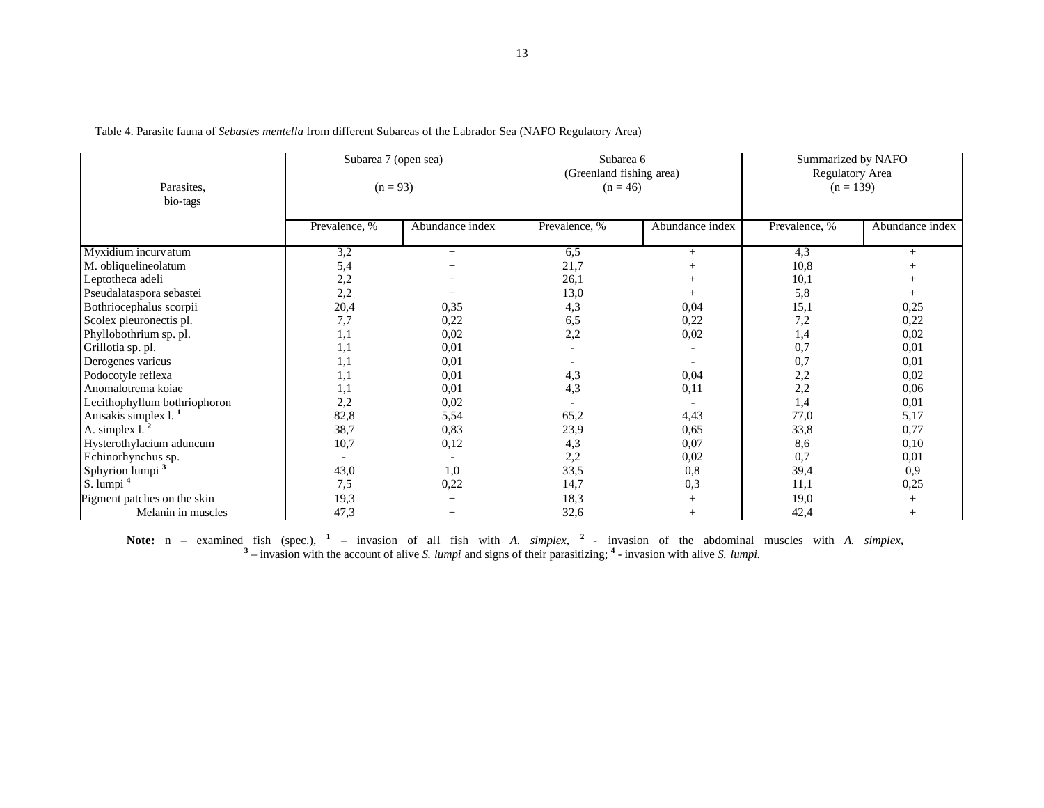Table 4. Parasite fauna of *Sebastes mentella* from different Subareas of the Labrador Sea (NAFO Regulatory Area)

| Parasites, bio-tags | Subarea 7 (open sea) (n = 93) | | Subarea 6 (Greenland fishing area) (n = 46) | | Summarized by NAFO Regulatory Area (n = 139) | |
|---|---|---|---|---|---|---|
| | Prevalence, % | Abundance index | Prevalence, % | Abundance index | Prevalence, % | Abundance index |
| Myxidium incurvatum | 3,2 | + | 6,5 | + | 4,3 | + |
| M. obliquelineolatum | 5,4 | + | 21,7 | + | 10,8 | + |
| Leptotheca adeli | 2,2 | + | 26,1 | + | 10,1 | + |
| Pseudalataspora sebastei | 2,2 | + | 13,0 | + | 5,8 | + |
| Bothriocephalus scorpii | 20,4 | 0,35 | 4,3 | 0,04 | 15,1 | 0,25 |
| Scolex pleuronectis pl. | 7,7 | 0,22 | 6,5 | 0,22 | 7,2 | 0,22 |
| Phyllobothrium sp. pl. | 1,1 | 0,02 | 2,2 | 0,02 | 1,4 | 0,02 |
| Grillotia sp. pl. | 1,1 | 0,01 | - | - | 0,7 | 0,01 |
| Derogenes varicus | 1,1 | 0,01 | - | - | 0,7 | 0,01 |
| Podocotyle reflexa | 1,1 | 0,01 | 4,3 | 0,04 | 2,2 | 0,02 |
| Anomalotrema koiae | 1,1 | 0,01 | 4,3 | 0,11 | 2,2 | 0,06 |
| Lecithophyllum bothriophoron | 2,2 | 0,02 | - | - | 1,4 | 0,01 |
| Anisakis simplex l. [1] | 82,8 | 5,54 | 65,2 | 4,43 | 77,0 | 5,17 |
| A. simplex l. [2] | 38,7 | 0,83 | 23,9 | 0,65 | 33,8 | 0,77 |
| Hysterothylacium aduncum | 10,7 | 0,12 | 4,3 | 0,07 | 8,6 | 0,10 |
| Echinorhynchus sp. | - | - | 2,2 | 0,02 | 0,7 | 0,01 |
| Sphyrion lumpi [3] | 43,0 | 1,0 | 33,5 | 0,8 | 39,4 | 0,9 |
| S. lumpi [4] | 7,5 | 0,22 | 14,7 | 0,3 | 11,1 | 0,25 |
| Pigment patches on the skin | 19,3 | + | 18,3 | + | 19,0 | + |
| Melanin in muscles | 47,3 | + | 32,6 | + | 42,4 | + |

**Note:** n – examined fish (spec.), [1] – invasion of all fish with *A. simplex*, [2] - invasion of the abdominal muscles with *A. simplex*, [3] – invasion with the account of alive *S. lumpi* and signs of their parasitizing; [4] - invasion with alive *S. lumpi.*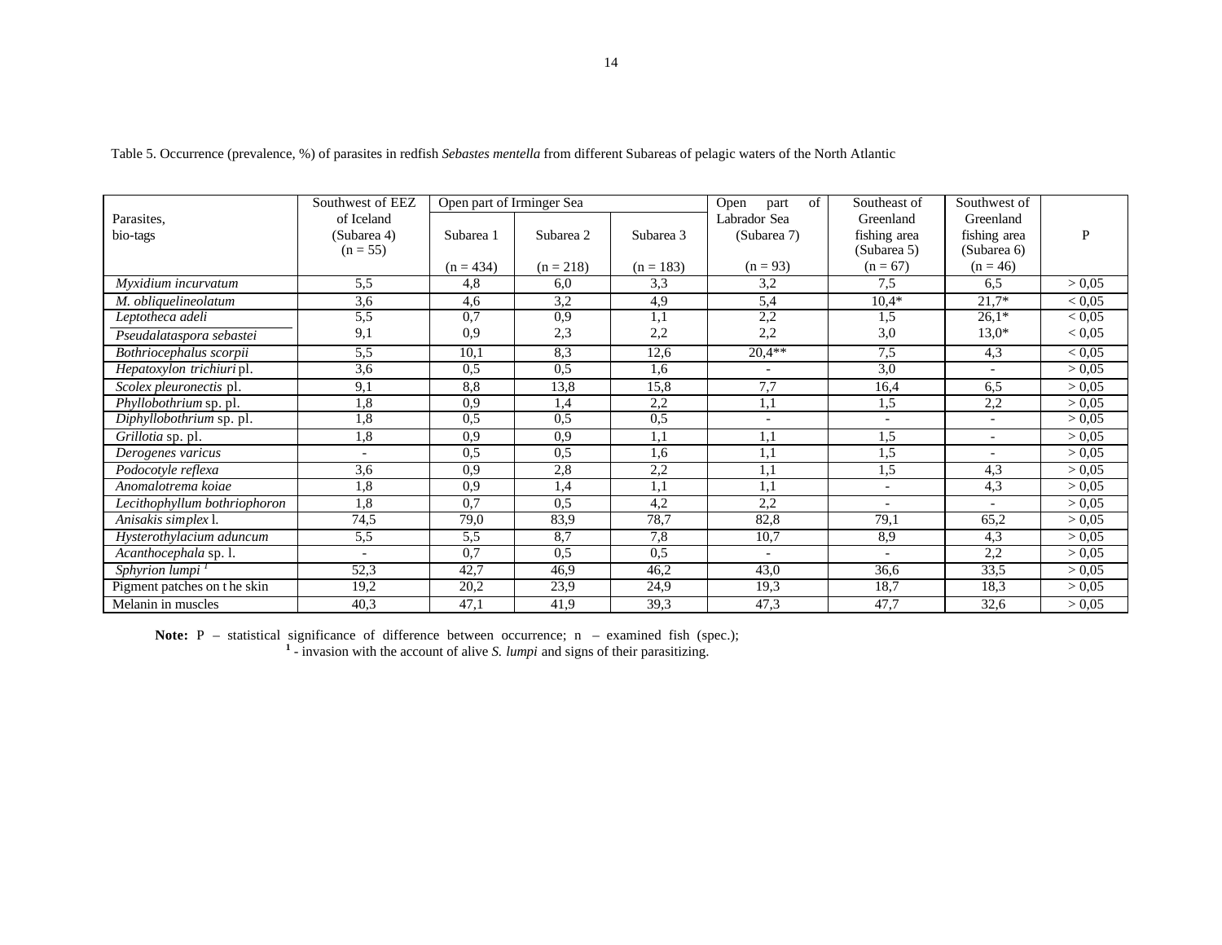Table 5. Occurrence (prevalence, %) of parasites in redfish *Sebastes mentella* from different Subareas of pelagic waters of the North Atlantic

| Parasites, bio-tags | Southwest of EEZ of Iceland (Subarea 4) (n = 55) | Open part of Irminger Sea | | | Open part of Labrador Sea (Subarea 7) (n = 93) | Southeast of Greenland fishing area (Subarea 5) (n = 67) | Southwest of Greenland fishing area (Subarea 6) (n = 46) | P |
|---|---|---|---|---|---|---|---|---|
| | | Subarea 1 (n = 434) | Subarea 2 (n = 218) | Subarea 3 (n = 183) | | | | |
| *Myxidium incurvatum* | 5,5 | 4,8 | 6,0 | 3,3 | 3,2 | 7,5 | 6,5 | > 0,05 |
| *M. obliquelineolatum* | 3,6 | 4,6 | 3,2 | 4,9 | 5,4 | 10,4* | 21,7* | < 0,05 |
| *Leptotheca adeli* | 5,5 | 0,7 | 0,9 | 1,1 | 2,2 | 1,5 | 26,1* | < 0,05 |
| *Pseudalataspora sebastei* | 9,1 | 0,9 | 2,3 | 2,2 | 2,2 | 3,0 | 13,0* | < 0,05 |
| *Bothriocephalus scorpii* | 5,5 | 10,1 | 8,3 | 12,6 | 20,4** | 7,5 | 4,3 | < 0,05 |
| *Hepatoxylon trichiuri* pl. | 3,6 | 0,5 | 0,5 | 1,6 | - | 3,0 | - | > 0,05 |
| *Scolex pleuronectis* pl. | 9,1 | 8,8 | 13,8 | 15,8 | 7,7 | 16,4 | 6,5 | > 0,05 |
| *Phyllobothrium* sp. pl. | 1,8 | 0,9 | 1,4 | 2,2 | 1,1 | 1,5 | 2,2 | > 0,05 |
| *Diphyllobothrium* sp. pl. | 1,8 | 0,5 | 0,5 | 0,5 | - | - | - | > 0,05 |
| *Grillotia* sp. pl. | 1,8 | 0,9 | 0,9 | 1,1 | 1,1 | 1,5 | - | > 0,05 |
| *Derogenes varicus* | - | 0,5 | 0,5 | 1,6 | 1,1 | 1,5 | - | > 0,05 |
| *Podocotyle reflexa* | 3,6 | 0,9 | 2,8 | 2,2 | 1,1 | 1,5 | 4,3 | > 0,05 |
| *Anomalotrema koiae* | 1,8 | 0,9 | 1,4 | 1,1 | 1,1 | - | 4,3 | > 0,05 |
| *Lecithophyllum bothriophoron* | 1,8 | 0,7 | 0,5 | 4,2 | 2,2 | - | - | > 0,05 |
| *Anisakis simplex* l. | 74,5 | 79,0 | 83,9 | 78,7 | 82,8 | 79,1 | 65,2 | > 0,05 |
| *Hysterothylacium aduncum* | 5,5 | 5,5 | 8,7 | 7,8 | 10,7 | 8,9 | 4,3 | > 0,05 |
| *Acanthocephala* sp. l. | - | 0,7 | 0,5 | 0,5 | - | - | 2,2 | > 0,05 |
| *Sphyrion lumpi* [1] | 52,3 | 42,7 | 46,9 | 46,2 | 43,0 | 36,6 | 33,5 | > 0,05 |
| Pigment patches on the skin | 19,2 | 20,2 | 23,9 | 24,9 | 19,3 | 18,7 | 18,3 | > 0,05 |
| Melanin in muscles | 40,3 | 47,1 | 41,9 | 39,3 | 47,3 | 47,7 | 32,6 | > 0,05 |

**Note:** P – statistical significance of difference between occurrence; n – examined fish (spec.);
[1] - invasion with the account of alive *S. lumpi* and signs of their parasitizing.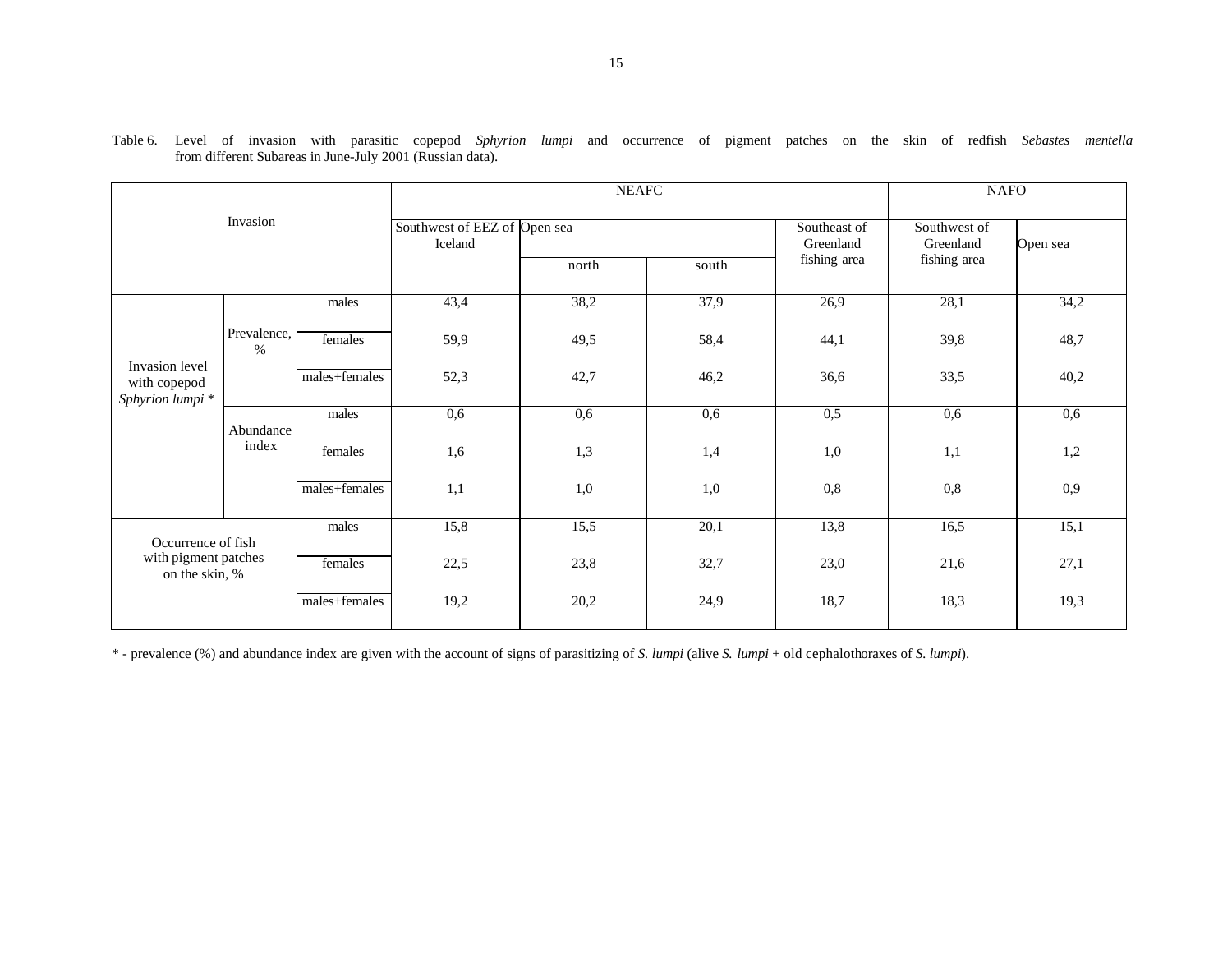Table 6. Level of invasion with parasitic copepod *Sphyrion lumpi* and occurrence of pigment patches on the skin of redfish *Sebastes mentella* from different Subareas in June-July 2001 (Russian data).

| Invasion | | | NEAFC | | | | NAFO | |
|---|---|---|---|---|---|---|---|---|
| | | | Southwest of EEZ of Iceland | Open sea | | Southeast of Greenland fishing area | Southwest of Greenland fishing area | Open sea |
| | | | | north | south | | | |
| Invasion level with copepod *Sphyrion lumpi* * | Prevalence, % | males | 43,4 | 38,2 | 37,9 | 26,9 | 28,1 | 34,2 |
| | | females | 59,9 | 49,5 | 58,4 | 44,1 | 39,8 | 48,7 |
| | | males+females | 52,3 | 42,7 | 46,2 | 36,6 | 33,5 | 40,2 |
| | Abundance index | males | 0,6 | 0,6 | 0,6 | 0,5 | 0,6 | 0,6 |
| | | females | 1,6 | 1,3 | 1,4 | 1,0 | 1,1 | 1,2 |
| | | males+females | 1,1 | 1,0 | 1,0 | 0,8 | 0,8 | 0,9 |
| Occurrence of fish with pigment patches on the skin, % | | males | 15,8 | 15,5 | 20,1 | 13,8 | 16,5 | 15,1 |
| | | females | 22,5 | 23,8 | 32,7 | 23,0 | 21,6 | 27,1 |
| | | males+females | 19,2 | 20,2 | 24,9 | 18,7 | 18,3 | 19,3 |

* - prevalence (%) and abundance index are given with the account of signs of parasitizing of *S. lumpi* (alive *S. lumpi* + old cephalothoraxes of *S. lumpi*).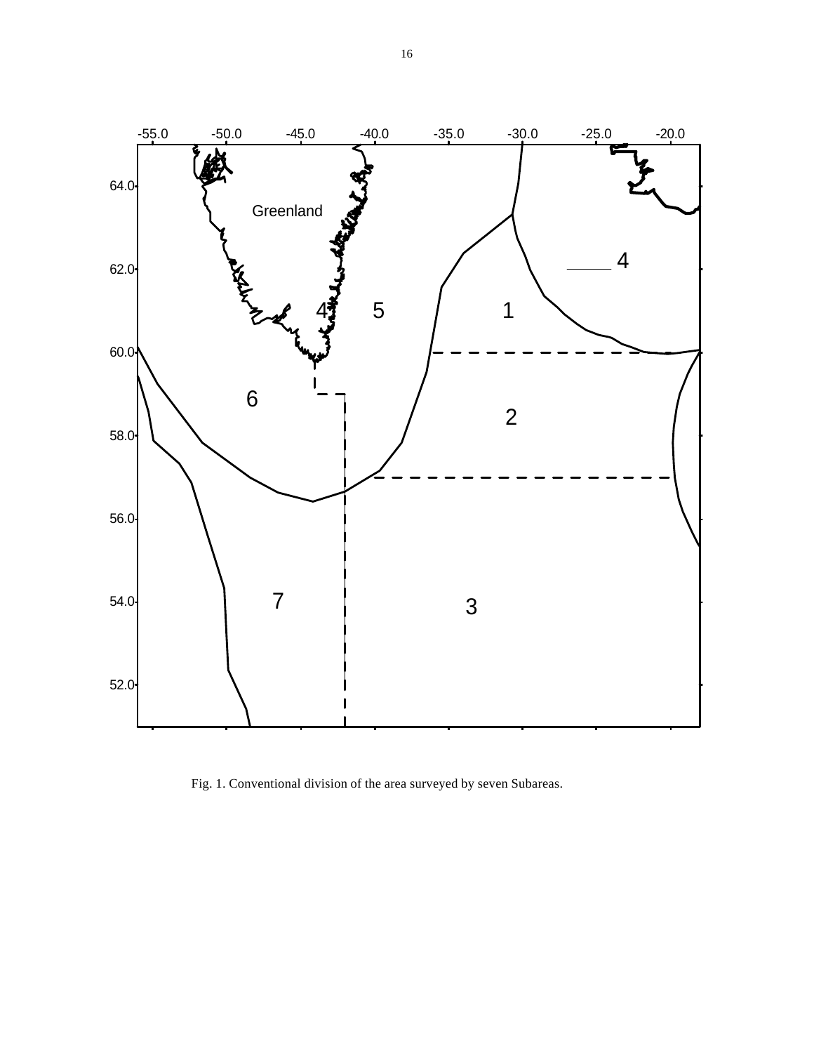Fig. 1. Conventional division of the area surveyed by seven Subareas.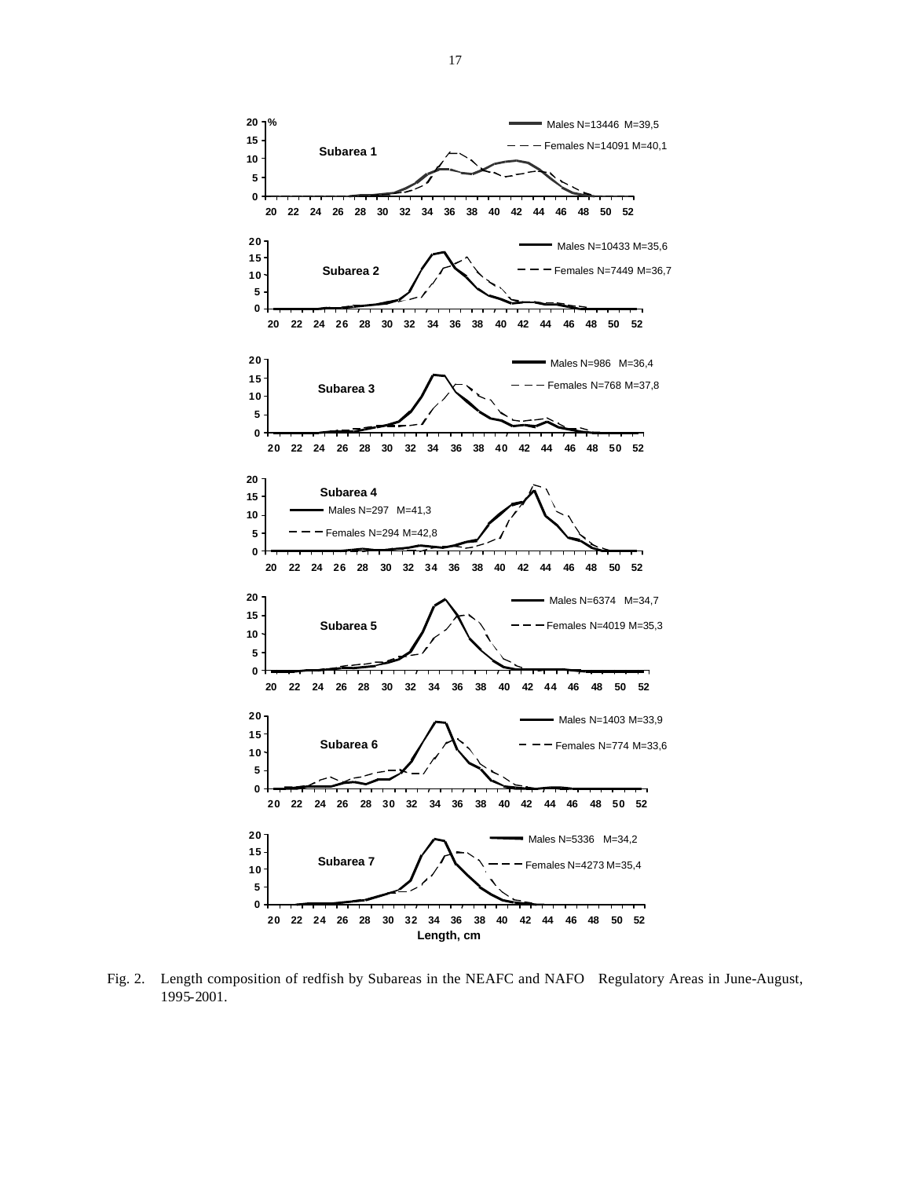Fig. 2. Length composition of redfish by Subareas in the NEAFC and NAFO Regulatory Areas in June-August, 1995-2001.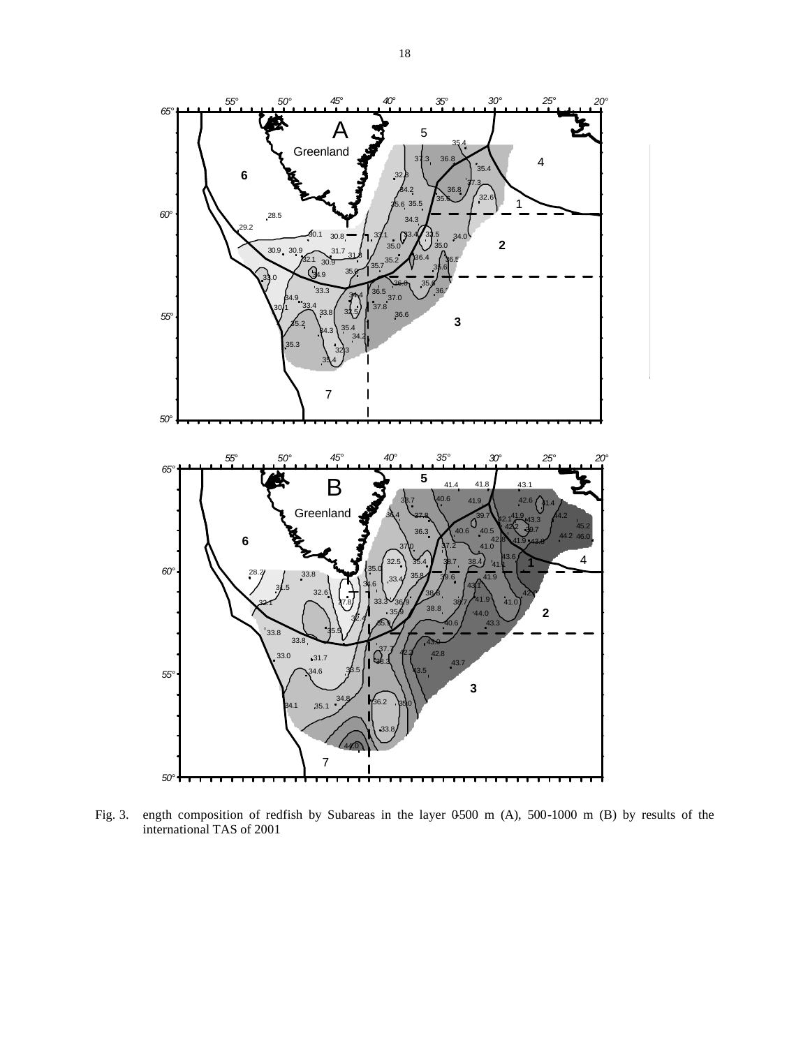Fig. 3. ength composition of redfish by Subareas in the layer 0-500 m (A), 500-1000 m (B) by results of the international TAS of 2001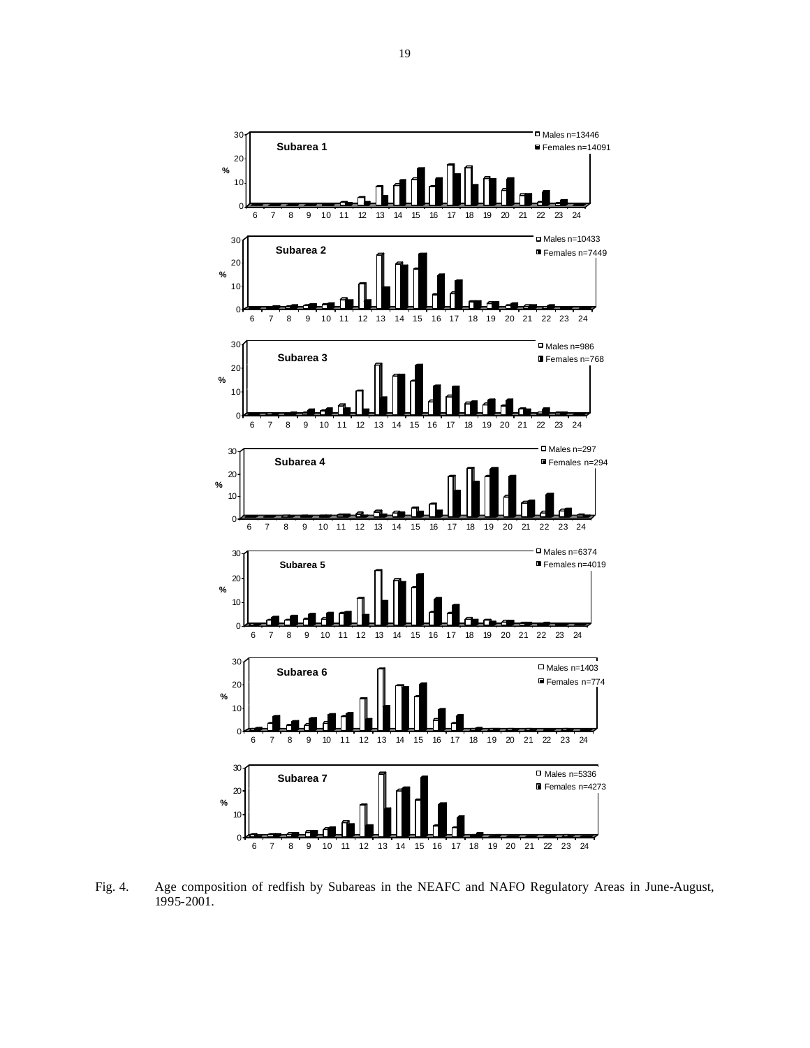Fig. 4. Age composition of redfish by Subareas in the NEAFC and NAFO Regulatory Areas in June-August, 1995-2001.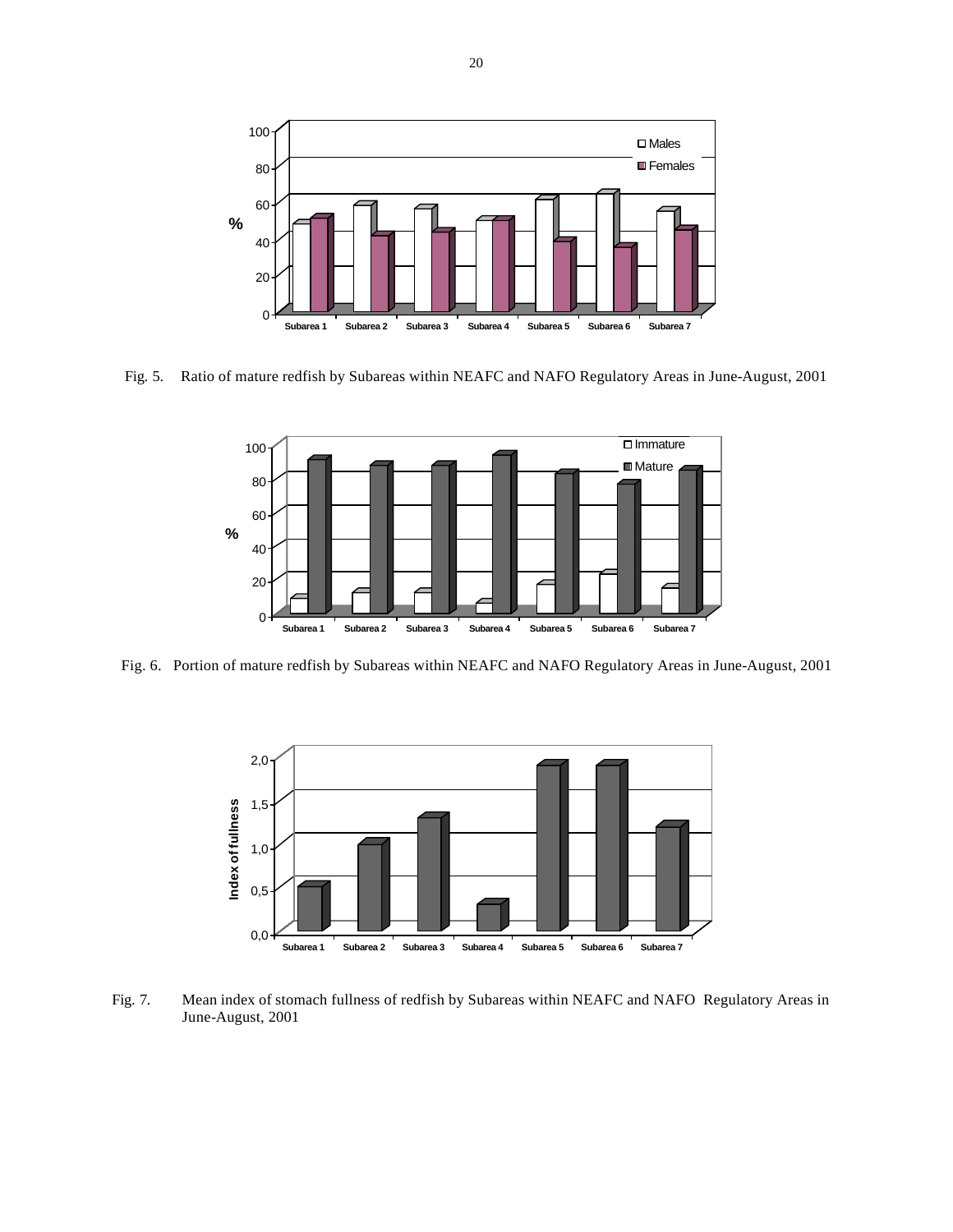Fig. 5. Ratio of mature redfish by Subareas within NEAFC and NAFO Regulatory Areas in June-August, 2001

Fig. 6. Portion of mature redfish by Subareas within NEAFC and NAFO Regulatory Areas in June-August, 2001

Fig. 7. Mean index of stomach fullness of redfish by Subareas within NEAFC and NAFO Regulatory Areas in June-August, 2001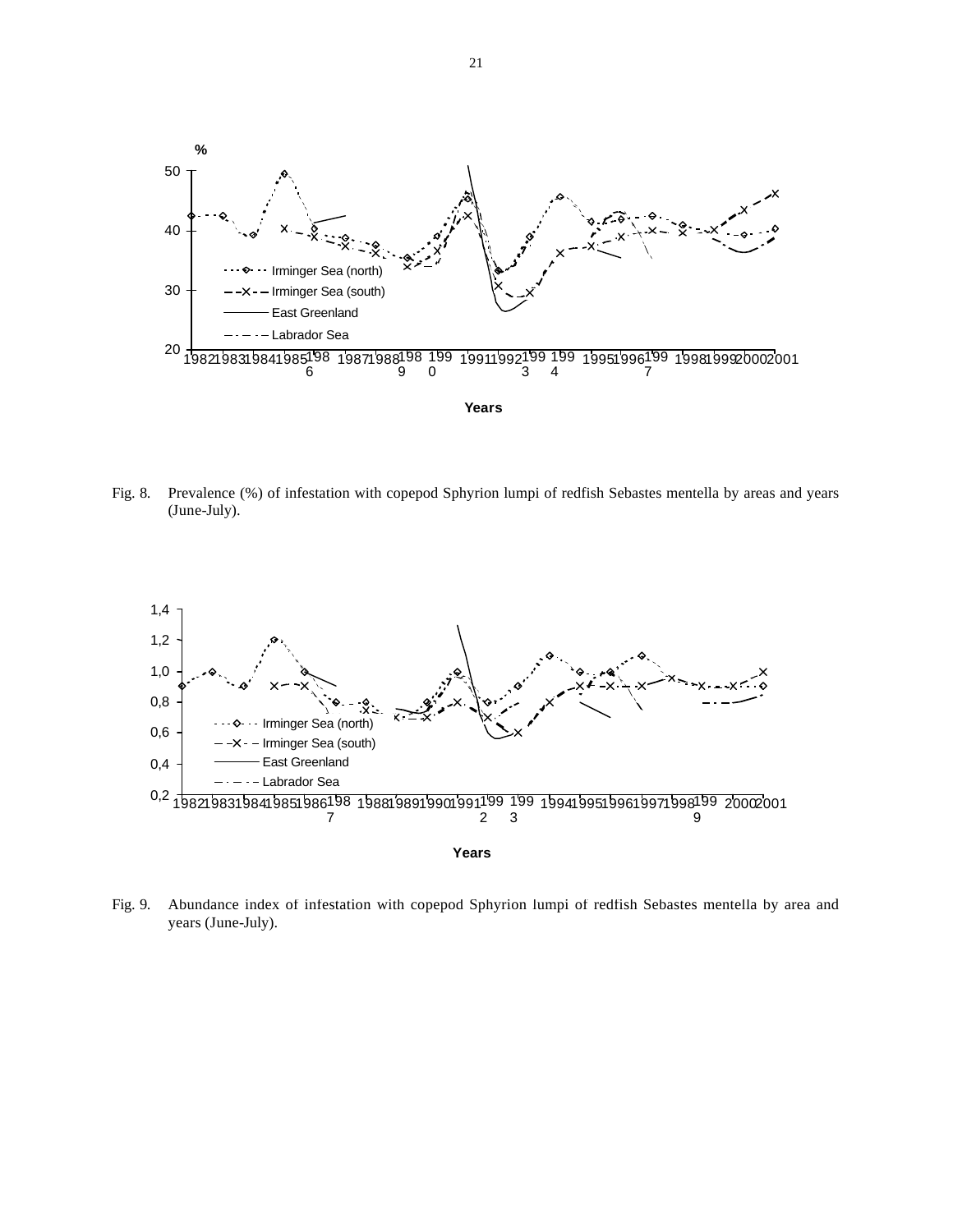Fig. 8. Prevalence (%) of infestation with copepod Sphyrion lumpi of redfish Sebastes mentella by areas and years (June-July).

Fig. 9. Abundance index of infestation with copepod Sphyrion lumpi of redfish Sebastes mentella by area and years (June-July).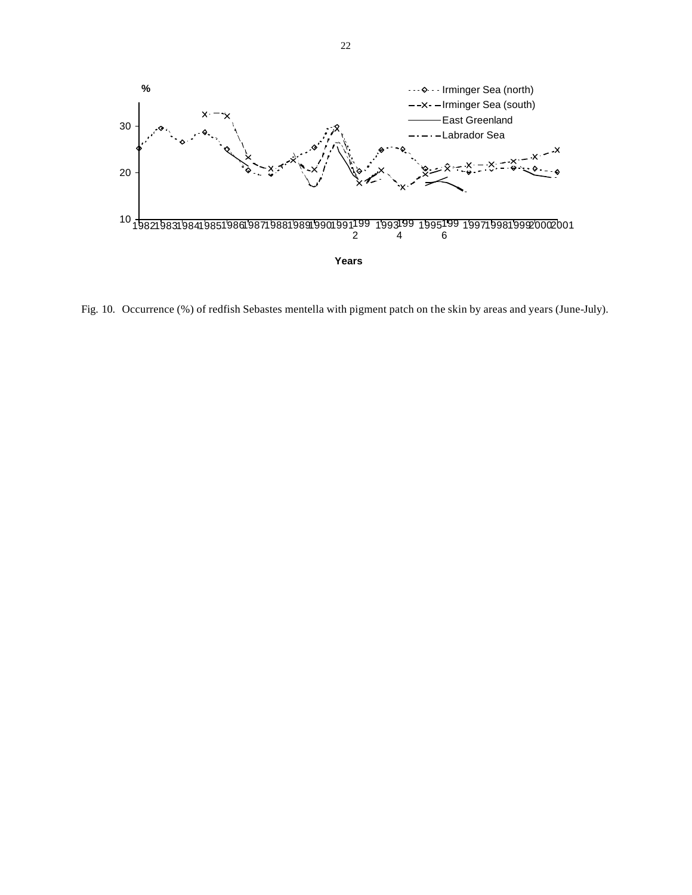%

Irminger Sea (north)
Irminger Sea (south)
East Greenland
Labrador Sea

30
20
10

1982 1983 1984 1985 1986 1987 1988 1989 1990 1991 1992 1993 1994 1995 1996 1997 1998 1999 2000 2001

Years

Fig. 10. Occurrence (%) of redfish Sebastes mentella with pigment patch on the skin by areas and years (June-July).